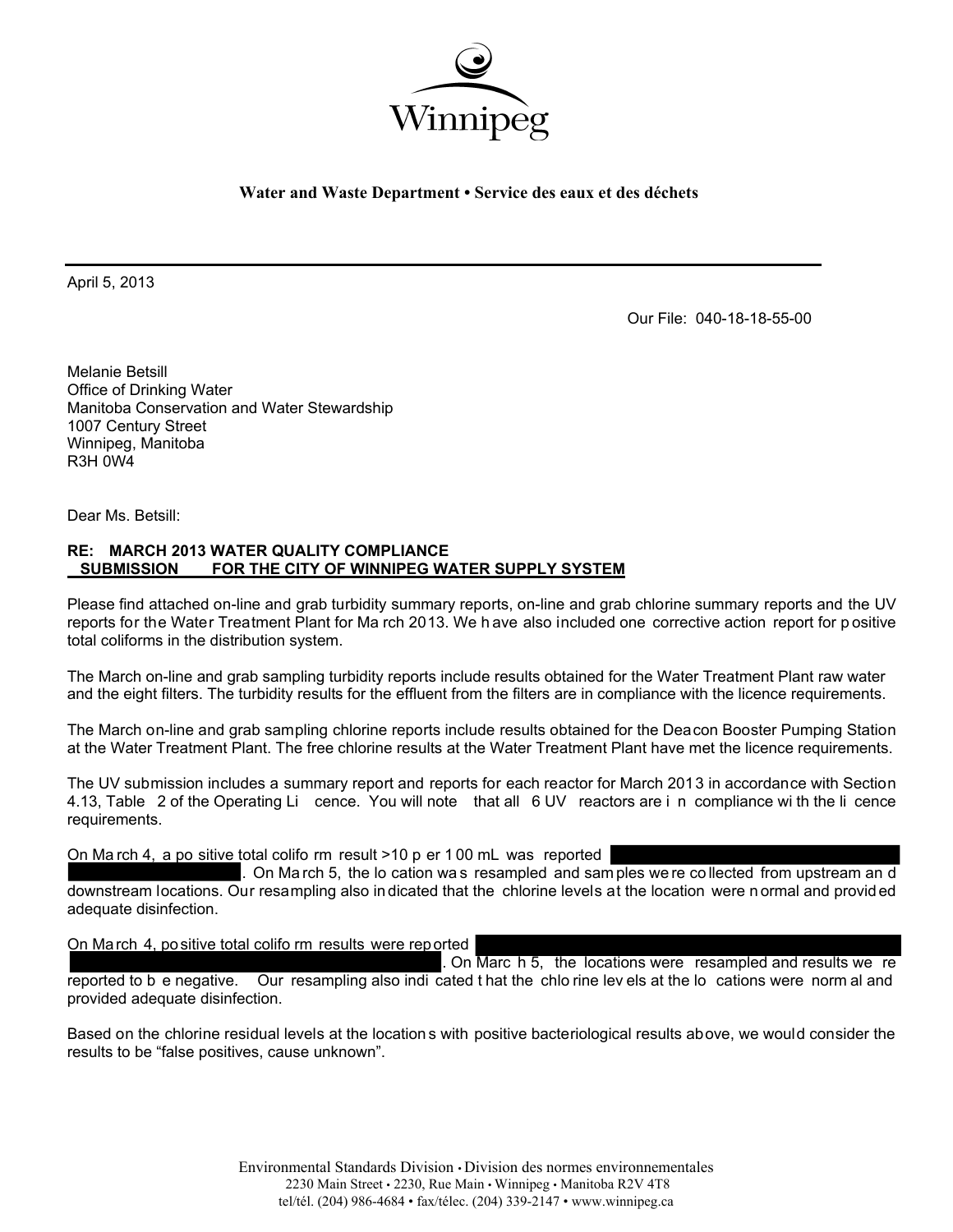Winnipeg

**Water and Waste Department • Service des eaux et des déchets**

April 5, 2013

Our File: 040-18-18-55-00

Melanie Betsill
Office of Drinking Water
Manitoba Conservation and Water Stewardship
1007 Century Street
Winnipeg, Manitoba
R3H 0W4

Dear Ms. Betsill:

**RE: MARCH 2013 WATER QUALITY COMPLIANCE SUBMISSION FOR THE CITY OF WINNIPEG WATER SUPPLY SYSTEM**

Please find attached on-line and grab turbidity summary reports, on-line and grab chlorine summary reports and the UV reports for the Water Treatment Plant for March 2013. We have also included one corrective action report for positive total coliforms in the distribution system.

The March on-line and grab sampling turbidity reports include results obtained for the Water Treatment Plant raw water and the eight filters. The turbidity results for the effluent from the filters are in compliance with the licence requirements.

The March on-line and grab sampling chlorine reports include results obtained for the Deacon Booster Pumping Station at the Water Treatment Plant. The free chlorine results at the Water Treatment Plant have met the licence requirements.

The UV submission includes a summary report and reports for each reactor for March 2013 in accordance with Section 4.13, Table 2 of the Operating Licence. You will note that all 6 UV reactors are in compliance with the licence requirements.

On March 4, a positive total coliform result >10 per 100 mL was reported [REDACTED]. On March 5, the location was resampled and samples were collected from upstream and downstream locations. Our resampling also indicated that the chlorine levels at the location were normal and provided adequate disinfection.

On March 4, positive total coliform results were reported [REDACTED]. On March 5, the locations were resampled and results were reported to be negative. Our resampling also indicated that the chlorine levels at the locations were normal and provided adequate disinfection.

Based on the chlorine residual levels at the locations with positive bacteriological results above, we would consider the results to be "false positives, cause unknown".

Environmental Standards Division • Division des normes environnementales
2230 Main Street • 2230, Rue Main • Winnipeg • Manitoba R2V 4T8
tel/tél. (204) 986-4684 • fax/télec. (204) 339-2147 • www.winnipeg.ca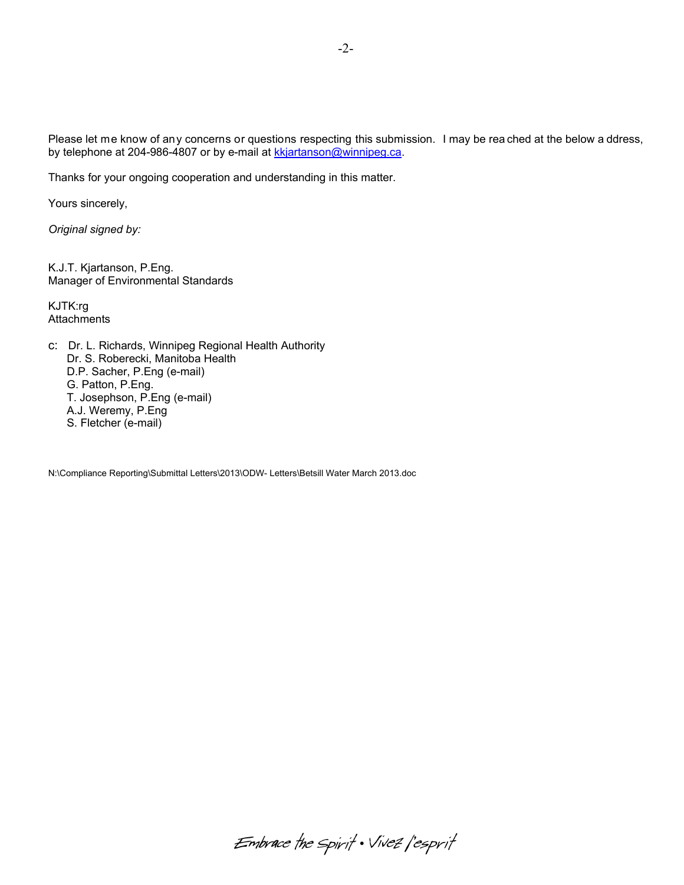Please let me know of any concerns or questions respecting this submission. I may be reached at the below address, by telephone at 204-986-4807 or by e-mail at kkjartanson@winnipeg.ca.

Thanks for your ongoing cooperation and understanding in this matter.

Yours sincerely,

*Original signed by:*

K.J.T. Kjartanson, P.Eng.
Manager of Environmental Standards

KJTK:rg
Attachments

c: Dr. L. Richards, Winnipeg Regional Health Authority
Dr. S. Roberecki, Manitoba Health
D.P. Sacher, P.Eng (e-mail)
G. Patton, P.Eng.
T. Josephson, P.Eng (e-mail)
A.J. Weremy, P.Eng
S. Fletcher (e-mail)

N:\Compliance Reporting\Submittal Letters\2013\ODW- Letters\Betsill Water March 2013.doc

Embrace the Spirit • Vivez l'esprit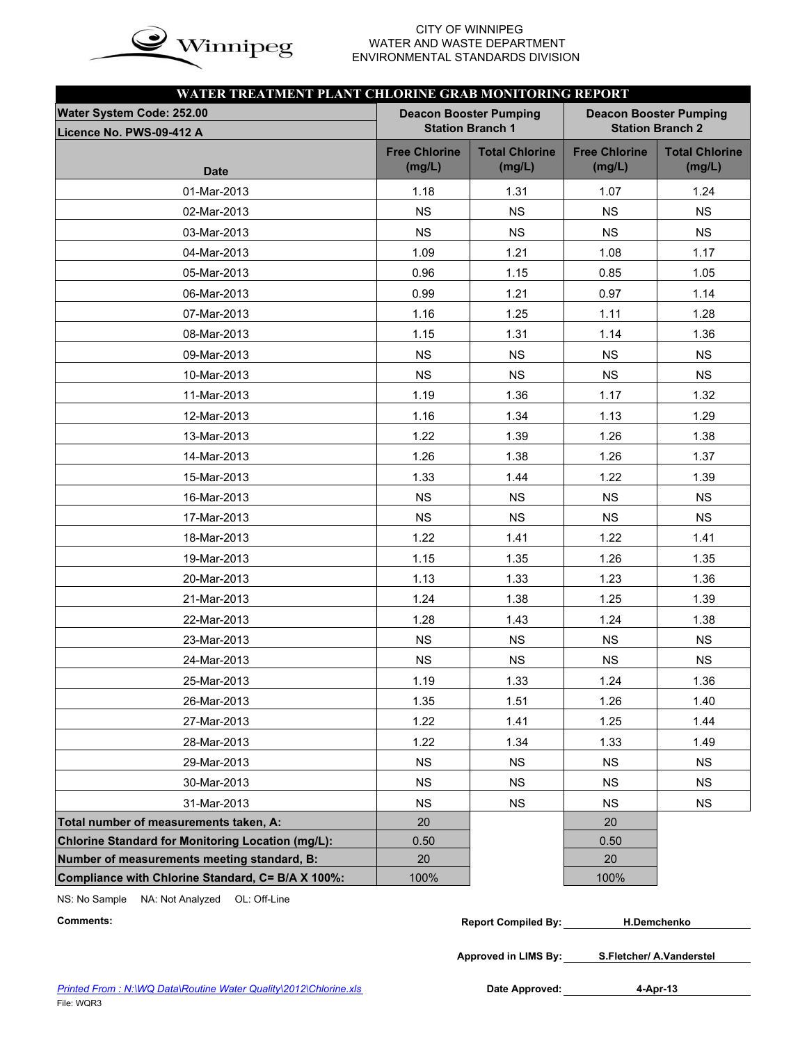CITY OF WINNIPEG
WATER AND WASTE DEPARTMENT
ENVIRONMENTAL STANDARDS DIVISION

## WATER TREATMENT PLANT CHLORINE GRAB MONITORING REPORT

| Water System Code: 252.00 / Licence No. PWS-09-412 A | Deacon Booster Pumping Station Branch 1 | | Deacon Booster Pumping Station Branch 2 | |
|---|---|---|---|---|
| Date | Free Chlorine (mg/L) | Total Chlorine (mg/L) | Free Chlorine (mg/L) | Total Chlorine (mg/L) |
| 01-Mar-2013 | 1.18 | 1.31 | 1.07 | 1.24 |
| 02-Mar-2013 | NS | NS | NS | NS |
| 03-Mar-2013 | NS | NS | NS | NS |
| 04-Mar-2013 | 1.09 | 1.21 | 1.08 | 1.17 |
| 05-Mar-2013 | 0.96 | 1.15 | 0.85 | 1.05 |
| 06-Mar-2013 | 0.99 | 1.21 | 0.97 | 1.14 |
| 07-Mar-2013 | 1.16 | 1.25 | 1.11 | 1.28 |
| 08-Mar-2013 | 1.15 | 1.31 | 1.14 | 1.36 |
| 09-Mar-2013 | NS | NS | NS | NS |
| 10-Mar-2013 | NS | NS | NS | NS |
| 11-Mar-2013 | 1.19 | 1.36 | 1.17 | 1.32 |
| 12-Mar-2013 | 1.16 | 1.34 | 1.13 | 1.29 |
| 13-Mar-2013 | 1.22 | 1.39 | 1.26 | 1.38 |
| 14-Mar-2013 | 1.26 | 1.38 | 1.26 | 1.37 |
| 15-Mar-2013 | 1.33 | 1.44 | 1.22 | 1.39 |
| 16-Mar-2013 | NS | NS | NS | NS |
| 17-Mar-2013 | NS | NS | NS | NS |
| 18-Mar-2013 | 1.22 | 1.41 | 1.22 | 1.41 |
| 19-Mar-2013 | 1.15 | 1.35 | 1.26 | 1.35 |
| 20-Mar-2013 | 1.13 | 1.33 | 1.23 | 1.36 |
| 21-Mar-2013 | 1.24 | 1.38 | 1.25 | 1.39 |
| 22-Mar-2013 | 1.28 | 1.43 | 1.24 | 1.38 |
| 23-Mar-2013 | NS | NS | NS | NS |
| 24-Mar-2013 | NS | NS | NS | NS |
| 25-Mar-2013 | 1.19 | 1.33 | 1.24 | 1.36 |
| 26-Mar-2013 | 1.35 | 1.51 | 1.26 | 1.40 |
| 27-Mar-2013 | 1.22 | 1.41 | 1.25 | 1.44 |
| 28-Mar-2013 | 1.22 | 1.34 | 1.33 | 1.49 |
| 29-Mar-2013 | NS | NS | NS | NS |
| 30-Mar-2013 | NS | NS | NS | NS |
| 31-Mar-2013 | NS | NS | NS | NS |
| Total number of measurements taken, A: | 20 | | 20 | |
| Chlorine Standard for Monitoring Location (mg/L): | 0.50 | | 0.50 | |
| Number of measurements meeting standard, B: | 20 | | 20 | |
| Compliance with Chlorine Standard, C= B/A X 100%: | 100% | | 100% | |

NS: No Sample NA: Not Analyzed OL: Off-Line

**Comments:**

**Report Compiled By:** H.Demchenko

**Approved in LIMS By:** S.Fletcher/ A.Vanderstel

**Date Approved:** 4-Apr-13

*Printed From : N:\WQ Data\Routine Water Quality\2012\Chlorine.xls*

File: WQR3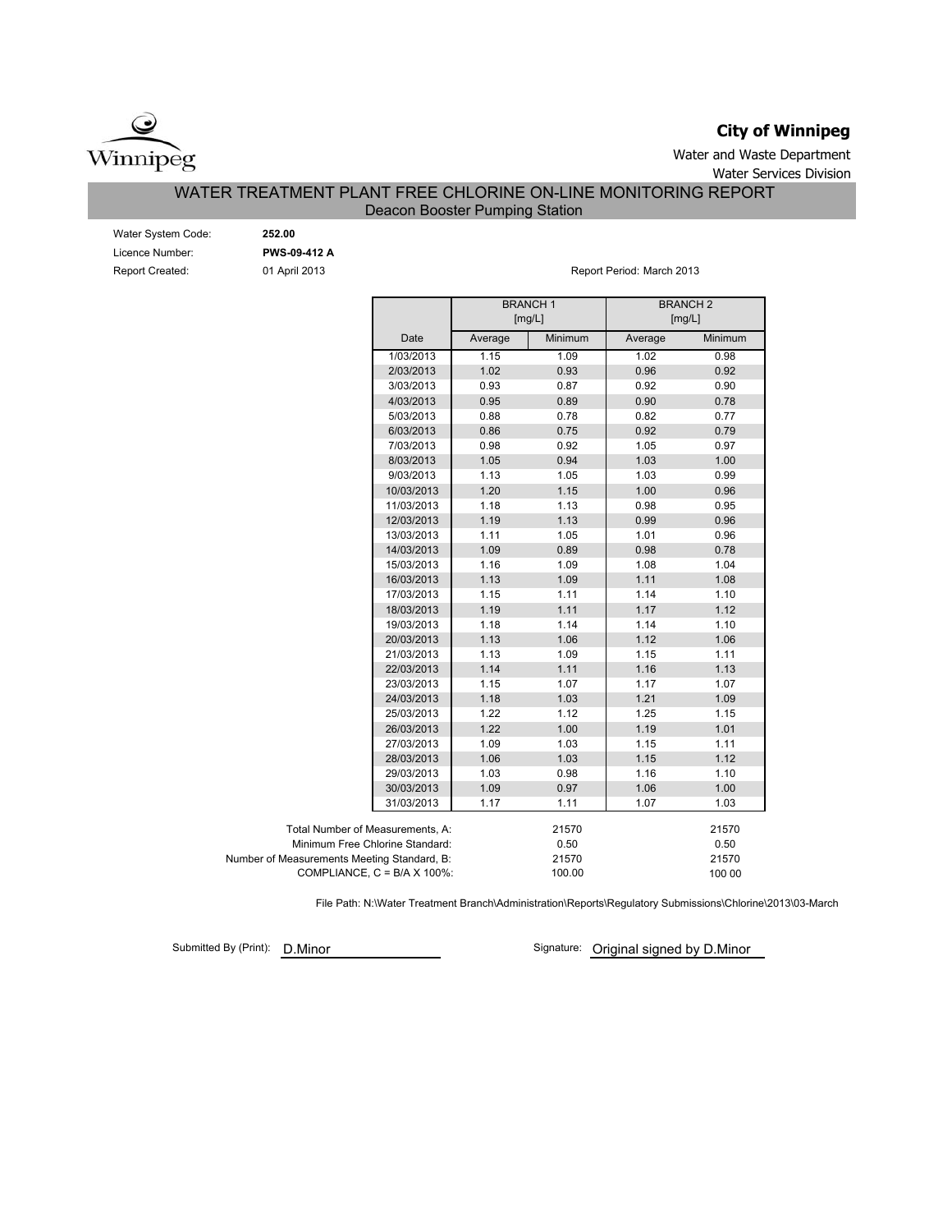**City of Winnipeg**

Water and Waste Department

Water Services Division

# WATER TREATMENT PLANT FREE CHLORINE ON-LINE MONITORING REPORT

## Deacon Booster Pumping Station

Water System Code: **252.00**

Licence Number: **PWS-09-412 A**

Report Created: 01 April 2013

Report Period: March 2013

| | BRANCH 1 [mg/L] | | BRANCH 2 [mg/L] | |
|---|---|---|---|---|
| Date | Average | Minimum | Average | Minimum |
| 1/03/2013 | 1.15 | 1.09 | 1.02 | 0.98 |
| 2/03/2013 | 1.02 | 0.93 | 0.96 | 0.92 |
| 3/03/2013 | 0.93 | 0.87 | 0.92 | 0.90 |
| 4/03/2013 | 0.95 | 0.89 | 0.90 | 0.78 |
| 5/03/2013 | 0.88 | 0.78 | 0.82 | 0.77 |
| 6/03/2013 | 0.86 | 0.75 | 0.92 | 0.79 |
| 7/03/2013 | 0.98 | 0.92 | 1.05 | 0.97 |
| 8/03/2013 | 1.05 | 0.94 | 1.03 | 1.00 |
| 9/03/2013 | 1.13 | 1.05 | 1.03 | 0.99 |
| 10/03/2013 | 1.20 | 1.15 | 1.00 | 0.96 |
| 11/03/2013 | 1.18 | 1.13 | 0.98 | 0.95 |
| 12/03/2013 | 1.19 | 1.13 | 0.99 | 0.96 |
| 13/03/2013 | 1.11 | 1.05 | 1.01 | 0.96 |
| 14/03/2013 | 1.09 | 0.89 | 0.98 | 0.78 |
| 15/03/2013 | 1.16 | 1.09 | 1.08 | 1.04 |
| 16/03/2013 | 1.13 | 1.09 | 1.11 | 1.08 |
| 17/03/2013 | 1.15 | 1.11 | 1.14 | 1.10 |
| 18/03/2013 | 1.19 | 1.11 | 1.17 | 1.12 |
| 19/03/2013 | 1.18 | 1.14 | 1.14 | 1.10 |
| 20/03/2013 | 1.13 | 1.06 | 1.12 | 1.06 |
| 21/03/2013 | 1.13 | 1.09 | 1.15 | 1.11 |
| 22/03/2013 | 1.14 | 1.11 | 1.16 | 1.13 |
| 23/03/2013 | 1.15 | 1.07 | 1.17 | 1.07 |
| 24/03/2013 | 1.18 | 1.03 | 1.21 | 1.09 |
| 25/03/2013 | 1.22 | 1.12 | 1.25 | 1.15 |
| 26/03/2013 | 1.22 | 1.00 | 1.19 | 1.01 |
| 27/03/2013 | 1.09 | 1.03 | 1.15 | 1.11 |
| 28/03/2013 | 1.06 | 1.03 | 1.15 | 1.12 |
| 29/03/2013 | 1.03 | 0.98 | 1.16 | 1.10 |
| 30/03/2013 | 1.09 | 0.97 | 1.06 | 1.00 |
| 31/03/2013 | 1.17 | 1.11 | 1.07 | 1.03 |

| | Branch 1 | Branch 2 |
|---|---|---|
| Total Number of Measurements, A: | 21570 | 21570 |
| Minimum Free Chlorine Standard: | 0.50 | 0.50 |
| Number of Measurements Meeting Standard, B: | 21570 | 21570 |
| COMPLIANCE, C = B/A X 100%: | 100.00 | 100 00 |

File Path: N:\Water Treatment Branch\Administration\Reports\Regulatory Submissions\Chlorine\2013\03-March

Submitted By (Print): D.Minor

Signature: Original signed by D.Minor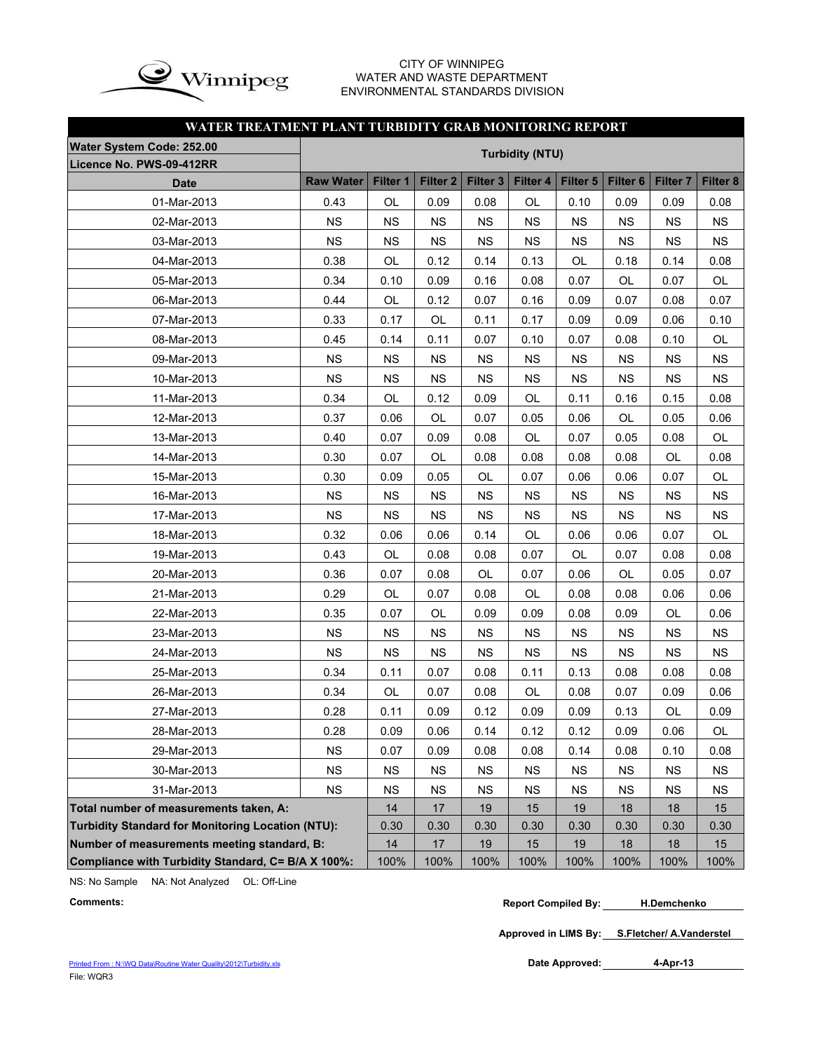CITY OF WINNIPEG
WATER AND WASTE DEPARTMENT
ENVIRONMENTAL STANDARDS DIVISION

## WATER TREATMENT PLANT TURBIDITY GRAB MONITORING REPORT

| Water System Code: 252.00 / Licence No. PWS-09-412RR | Turbidity (NTU) | | | | | | | | |
|---|---|---|---|---|---|---|---|---|---|
| **Date** | **Raw Water** | **Filter 1** | **Filter 2** | **Filter 3** | **Filter 4** | **Filter 5** | **Filter 6** | **Filter 7** | **Filter 8** |
| 01-Mar-2013 | 0.43 | OL | 0.09 | 0.08 | OL | 0.10 | 0.09 | 0.09 | 0.08 |
| 02-Mar-2013 | NS | NS | NS | NS | NS | NS | NS | NS | NS |
| 03-Mar-2013 | NS | NS | NS | NS | NS | NS | NS | NS | NS |
| 04-Mar-2013 | 0.38 | OL | 0.12 | 0.14 | 0.13 | OL | 0.18 | 0.14 | 0.08 |
| 05-Mar-2013 | 0.34 | 0.10 | 0.09 | 0.16 | 0.08 | 0.07 | OL | 0.07 | OL |
| 06-Mar-2013 | 0.44 | OL | 0.12 | 0.07 | 0.16 | 0.09 | 0.07 | 0.08 | 0.07 |
| 07-Mar-2013 | 0.33 | 0.17 | OL | 0.11 | 0.17 | 0.09 | 0.09 | 0.06 | 0.10 |
| 08-Mar-2013 | 0.45 | 0.14 | 0.11 | 0.07 | 0.10 | 0.07 | 0.08 | 0.10 | OL |
| 09-Mar-2013 | NS | NS | NS | NS | NS | NS | NS | NS | NS |
| 10-Mar-2013 | NS | NS | NS | NS | NS | NS | NS | NS | NS |
| 11-Mar-2013 | 0.34 | OL | 0.12 | 0.09 | OL | 0.11 | 0.16 | 0.15 | 0.08 |
| 12-Mar-2013 | 0.37 | 0.06 | OL | 0.07 | 0.05 | 0.06 | OL | 0.05 | 0.06 |
| 13-Mar-2013 | 0.40 | 0.07 | 0.09 | 0.08 | OL | 0.07 | 0.05 | 0.08 | OL |
| 14-Mar-2013 | 0.30 | 0.07 | OL | 0.08 | 0.08 | 0.08 | 0.08 | OL | 0.08 |
| 15-Mar-2013 | 0.30 | 0.09 | 0.05 | OL | 0.07 | 0.06 | 0.06 | 0.07 | OL |
| 16-Mar-2013 | NS | NS | NS | NS | NS | NS | NS | NS | NS |
| 17-Mar-2013 | NS | NS | NS | NS | NS | NS | NS | NS | NS |
| 18-Mar-2013 | 0.32 | 0.06 | 0.06 | 0.14 | OL | 0.06 | 0.06 | 0.07 | OL |
| 19-Mar-2013 | 0.43 | OL | 0.08 | 0.08 | 0.07 | OL | 0.07 | 0.08 | 0.08 |
| 20-Mar-2013 | 0.36 | 0.07 | 0.08 | OL | 0.07 | 0.06 | OL | 0.05 | 0.07 |
| 21-Mar-2013 | 0.29 | OL | 0.07 | 0.08 | OL | 0.08 | 0.08 | 0.06 | 0.06 |
| 22-Mar-2013 | 0.35 | 0.07 | OL | 0.09 | 0.09 | 0.08 | 0.09 | OL | 0.06 |
| 23-Mar-2013 | NS | NS | NS | NS | NS | NS | NS | NS | NS |
| 24-Mar-2013 | NS | NS | NS | NS | NS | NS | NS | NS | NS |
| 25-Mar-2013 | 0.34 | 0.11 | 0.07 | 0.08 | 0.11 | 0.13 | 0.08 | 0.08 | 0.08 |
| 26-Mar-2013 | 0.34 | OL | 0.07 | 0.08 | OL | 0.08 | 0.07 | 0.09 | 0.06 |
| 27-Mar-2013 | 0.28 | 0.11 | 0.09 | 0.12 | 0.09 | 0.09 | 0.13 | OL | 0.09 |
| 28-Mar-2013 | 0.28 | 0.09 | 0.06 | 0.14 | 0.12 | 0.12 | 0.09 | 0.06 | OL |
| 29-Mar-2013 | NS | 0.07 | 0.09 | 0.08 | 0.08 | 0.14 | 0.08 | 0.10 | 0.08 |
| 30-Mar-2013 | NS | NS | NS | NS | NS | NS | NS | NS | NS |
| 31-Mar-2013 | NS | NS | NS | NS | NS | NS | NS | NS | NS |
| **Total number of measurements taken, A:** | | 14 | 17 | 19 | 15 | 19 | 18 | 18 | 15 |
| **Turbidity Standard for Monitoring Location (NTU):** | | 0.30 | 0.30 | 0.30 | 0.30 | 0.30 | 0.30 | 0.30 | 0.30 |
| **Number of measurements meeting standard, B:** | | 14 | 17 | 19 | 15 | 19 | 18 | 18 | 15 |
| **Compliance with Turbidity Standard, C= B/A X 100%:** | | 100% | 100% | 100% | 100% | 100% | 100% | 100% | 100% |

NS: No Sample NA: Not Analyzed OL: Off-Line

**Comments:**

**Report Compiled By:** H.Demchenko

**Approved in LIMS By:** S.Fletcher/ A.Vanderstel

**Date Approved:** 4-Apr-13

Printed From : N:\WQ Data\Routine Water Quality\2012\Turbidity.xls
File: WQR3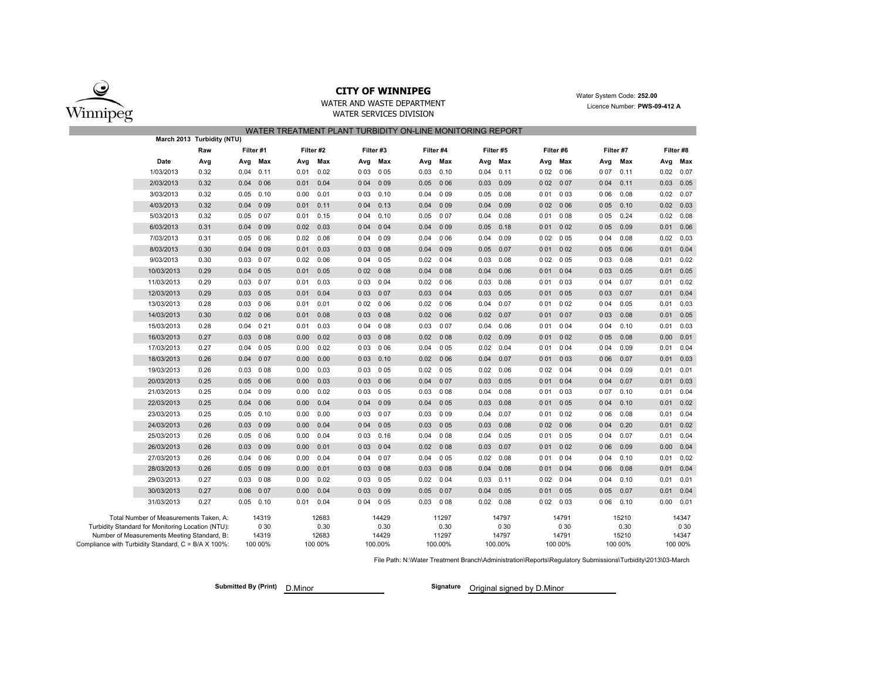**CITY OF WINNIPEG**

WATER AND WASTE DEPARTMENT

WATER SERVICES DIVISION

Water System Code: **252.00**

Licence Number: **PWS-09-412 A**

## WATER TREATMENT PLANT TURBIDITY ON-LINE MONITORING REPORT

**March 2013 Turbidity (NTU)**

| | Raw | Filter #1 | | Filter #2 | | Filter #3 | | Filter #4 | | Filter #5 | | Filter #6 | | Filter #7 | | Filter #8 | |
|---|---|---|---|---|---|---|---|---|---|---|---|---|---|---|---|---|---|
| **Date** | **Avg** | **Avg** | **Max** | **Avg** | **Max** | **Avg** | **Max** | **Avg** | **Max** | **Avg** | **Max** | **Avg** | **Max** | **Avg** | **Max** | **Avg** | **Max** |
| 1/03/2013 | 0.32 | 0.04 | 0.11 | 0.01 | 0.02 | 0 03 | 0 05 | 0.03 | 0.10 | 0.04 | 0.11 | 0 02 | 0 06 | 0 07 | 0.11 | 0.02 | 0.07 |
| 2/03/2013 | 0.32 | 0.04 | 0 06 | 0.01 | 0.04 | 0 04 | 0 09 | 0.05 | 0 06 | 0.03 | 0.09 | 0 02 | 0 07 | 0 04 | 0.11 | 0.03 | 0.05 |
| 3/03/2013 | 0.32 | 0.05 | 0.10 | 0.00 | 0.01 | 0 03 | 0.10 | 0.04 | 0 09 | 0.05 | 0.08 | 0 01 | 0 03 | 0 06 | 0.08 | 0.02 | 0.07 |
| 4/03/2013 | 0.32 | 0.04 | 0 09 | 0.01 | 0.11 | 0 04 | 0.13 | 0.04 | 0 09 | 0.04 | 0.09 | 0 02 | 0 06 | 0 05 | 0.10 | 0.02 | 0.03 |
| 5/03/2013 | 0.32 | 0.05 | 0 07 | 0.01 | 0.15 | 0 04 | 0.10 | 0.05 | 0 07 | 0.04 | 0.08 | 0 01 | 0 08 | 0 05 | 0.24 | 0.02 | 0.08 |
| 6/03/2013 | 0.31 | 0.04 | 0 09 | 0.02 | 0.03 | 0 04 | 0 04 | 0.04 | 0 09 | 0.05 | 0.18 | 0 01 | 0 02 | 0 05 | 0.09 | 0.01 | 0.06 |
| 7/03/2013 | 0.31 | 0.05 | 0 06 | 0.02 | 0.08 | 0 04 | 0 09 | 0.04 | 0 06 | 0.04 | 0.09 | 0 02 | 0 05 | 0 04 | 0.08 | 0.02 | 0.03 |
| 8/03/2013 | 0.30 | 0.04 | 0 09 | 0.01 | 0.03 | 0 03 | 0 08 | 0.04 | 0 09 | 0.05 | 0.07 | 0 01 | 0 02 | 0 05 | 0.06 | 0.01 | 0.04 |
| 9/03/2013 | 0.30 | 0.03 | 0 07 | 0.02 | 0.06 | 0 04 | 0 05 | 0.02 | 0 04 | 0.03 | 0.08 | 0 02 | 0 05 | 0 03 | 0.08 | 0.01 | 0.02 |
| 10/03/2013 | 0.29 | 0.04 | 0 05 | 0.01 | 0.05 | 0 02 | 0 08 | 0.04 | 0 08 | 0.04 | 0.06 | 0 01 | 0 04 | 0 03 | 0.05 | 0.01 | 0.05 |
| 11/03/2013 | 0.29 | 0.03 | 0 07 | 0.01 | 0.03 | 0 03 | 0 04 | 0.02 | 0 06 | 0.03 | 0.08 | 0 01 | 0 03 | 0 04 | 0.07 | 0.01 | 0.02 |
| 12/03/2013 | 0.29 | 0.03 | 0 05 | 0.01 | 0.04 | 0 03 | 0 07 | 0.03 | 0 04 | 0.03 | 0.05 | 0 01 | 0 05 | 0 03 | 0.07 | 0.01 | 0.04 |
| 13/03/2013 | 0.28 | 0.03 | 0 06 | 0.01 | 0.01 | 0 02 | 0 06 | 0.02 | 0 06 | 0.04 | 0.07 | 0 01 | 0 02 | 0 04 | 0.05 | 0.01 | 0.03 |
| 14/03/2013 | 0.30 | 0.02 | 0 06 | 0.01 | 0.08 | 0 03 | 0 08 | 0.02 | 0 06 | 0.02 | 0.07 | 0 01 | 0 07 | 0 03 | 0.08 | 0.01 | 0.05 |
| 15/03/2013 | 0.28 | 0.04 | 0 21 | 0.01 | 0.03 | 0 04 | 0 08 | 0.03 | 0 07 | 0.04 | 0.06 | 0 01 | 0 04 | 0 04 | 0.10 | 0.01 | 0.03 |
| 16/03/2013 | 0.27 | 0.03 | 0 08 | 0.00 | 0.02 | 0 03 | 0 08 | 0.02 | 0 08 | 0.02 | 0.09 | 0 01 | 0 02 | 0 05 | 0.08 | 0.00 | 0.01 |
| 17/03/2013 | 0.27 | 0.04 | 0 05 | 0.00 | 0.02 | 0 03 | 0 06 | 0.04 | 0 05 | 0.02 | 0.04 | 0 01 | 0 04 | 0 04 | 0.09 | 0.01 | 0.04 |
| 18/03/2013 | 0.26 | 0.04 | 0 07 | 0.00 | 0.00 | 0 03 | 0.10 | 0.02 | 0 06 | 0.04 | 0.07 | 0 01 | 0 03 | 0 06 | 0.07 | 0.01 | 0.03 |
| 19/03/2013 | 0.26 | 0.03 | 0 08 | 0.00 | 0.03 | 0 03 | 0 05 | 0.02 | 0 05 | 0.02 | 0.06 | 0 02 | 0 04 | 0 04 | 0.09 | 0.01 | 0.01 |
| 20/03/2013 | 0.25 | 0.05 | 0 06 | 0.00 | 0.03 | 0 03 | 0 06 | 0.04 | 0 07 | 0.03 | 0.05 | 0 01 | 0 04 | 0 04 | 0.07 | 0.01 | 0.03 |
| 21/03/2013 | 0.25 | 0.04 | 0 09 | 0.00 | 0.02 | 0 03 | 0 05 | 0.03 | 0 08 | 0.04 | 0.08 | 0 01 | 0 03 | 0 07 | 0.10 | 0.01 | 0.04 |
| 22/03/2013 | 0.25 | 0.04 | 0 06 | 0.00 | 0.04 | 0 04 | 0 09 | 0.04 | 0 05 | 0.03 | 0.08 | 0 01 | 0 05 | 0 04 | 0.10 | 0.01 | 0.02 |
| 23/03/2013 | 0.25 | 0.05 | 0.10 | 0.00 | 0.00 | 0 03 | 0 07 | 0.03 | 0 09 | 0.04 | 0.07 | 0 01 | 0 02 | 0 06 | 0.08 | 0.01 | 0.04 |
| 24/03/2013 | 0.26 | 0.03 | 0 09 | 0.00 | 0.04 | 0 04 | 0 05 | 0.03 | 0 05 | 0.03 | 0.08 | 0 02 | 0 06 | 0 04 | 0.20 | 0.01 | 0.02 |
| 25/03/2013 | 0.26 | 0.05 | 0 06 | 0.00 | 0.04 | 0 03 | 0.16 | 0.04 | 0 08 | 0.04 | 0.05 | 0 01 | 0 05 | 0 04 | 0.07 | 0.01 | 0.04 |
| 26/03/2013 | 0.26 | 0.03 | 0 09 | 0.00 | 0.01 | 0 03 | 0 04 | 0.02 | 0 08 | 0.03 | 0.07 | 0 01 | 0 02 | 0 06 | 0.09 | 0.00 | 0.04 |
| 27/03/2013 | 0.26 | 0.04 | 0 06 | 0.00 | 0.04 | 0 04 | 0 07 | 0.04 | 0 05 | 0.02 | 0.08 | 0 01 | 0 04 | 0 04 | 0.10 | 0.01 | 0.02 |
| 28/03/2013 | 0.26 | 0.05 | 0 09 | 0.00 | 0.01 | 0 03 | 0 08 | 0.03 | 0 08 | 0.04 | 0.08 | 0 01 | 0 04 | 0 06 | 0.08 | 0.01 | 0.04 |
| 29/03/2013 | 0.27 | 0.03 | 0 08 | 0.00 | 0.02 | 0 03 | 0 05 | 0.02 | 0 04 | 0.03 | 0.11 | 0 02 | 0 04 | 0 04 | 0.10 | 0.01 | 0.01 |
| 30/03/2013 | 0.27 | 0.06 | 0 07 | 0.00 | 0.04 | 0 03 | 0 09 | 0.05 | 0 07 | 0.04 | 0.05 | 0 01 | 0 05 | 0 05 | 0.07 | 0.01 | 0.04 |
| 31/03/2013 | 0.27 | 0.05 | 0.10 | 0.01 | 0.04 | 0 04 | 0 05 | 0.03 | 0 08 | 0.02 | 0.08 | 0 02 | 0 03 | 0 06 | 0.10 | 0.00 | 0.01 |
| Total Number of Measurements Taken, A: | | 14319 | | 12683 | | 14429 | | 11297 | | 14797 | | 14791 | | 15210 | | 14347 | |
| Turbidity Standard for Monitoring Location (NTU): | | 0 30 | | 0.30 | | 0.30 | | 0.30 | | 0 30 | | 0 30 | | 0.30 | | 0 30 | |
| Number of Measurements Meeting Standard, B: | | 14319 | | 12683 | | 14429 | | 11297 | | 14797 | | 14791 | | 15210 | | 14347 | |
| Compliance with Turbidity Standard, C = B/A X 100%: | | 100 00% | | 100 00% | | 100.00% | | 100.00% | | 100.00% | | 100 00% | | 100 00% | | 100 00% | |

File Path: N:\Water Treatment Branch\Administration\Reports\Regulatory Submissions\Turbidity\2013\03-March

**Submitted By (Print)** D.Minor

**Signature** Original signed by D.Minor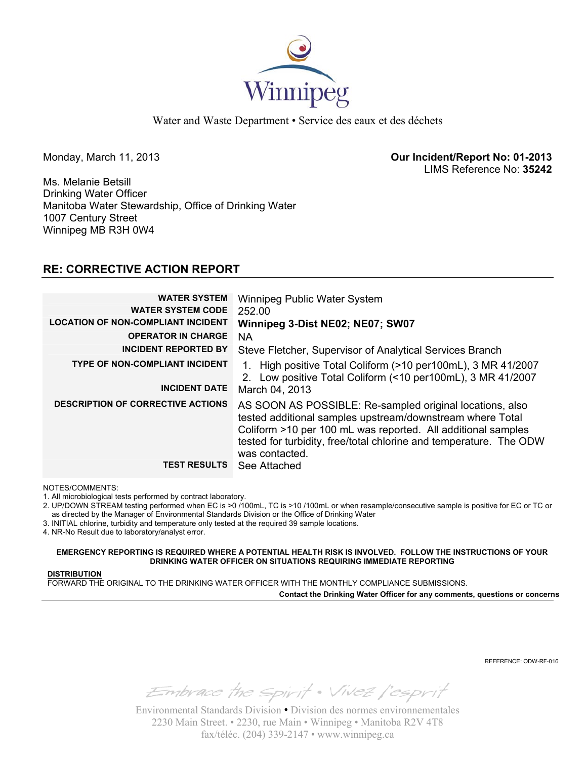Winnipeg

Water and Waste Department • Service des eaux et des déchets

Monday, March 11, 2013

**Our Incident/Report No: 01-2013**
LIMS Reference No: **35242**

Ms. Melanie Betsill
Drinking Water Officer
Manitoba Water Stewardship, Office of Drinking Water
1007 Century Street
Winnipeg MB R3H 0W4

## RE: CORRECTIVE ACTION REPORT

| | |
|---|---|
| **WATER SYSTEM** | Winnipeg Public Water System |
| **WATER SYSTEM CODE** | 252.00 |
| **LOCATION OF NON-COMPLIANT INCIDENT** | **Winnipeg 3-Dist NE02; NE07; SW07** |
| **OPERATOR IN CHARGE** | NA |
| **INCIDENT REPORTED BY** | Steve Fletcher, Supervisor of Analytical Services Branch |
| **TYPE OF NON-COMPLIANT INCIDENT** | 1. High positive Total Coliform (>10 per100mL), 3 MR 41/2007<br>2. Low positive Total Coliform (<10 per100mL), 3 MR 41/2007 |
| **INCIDENT DATE** | March 04, 2013 |
| **DESCRIPTION OF CORRECTIVE ACTIONS** | AS SOON AS POSSIBLE: Re-sampled original locations, also tested additional samples upstream/downstream where Total Coliform >10 per 100 mL was reported. All additional samples tested for turbidity, free/total chlorine and temperature. The ODW was contacted. |
| **TEST RESULTS** | See Attached |

NOTES/COMMENTS:
1. All microbiological tests performed by contract laboratory.
2. UP/DOWN STREAM testing performed when EC is >0 /100mL, TC is >10 /100mL or when resample/consecutive sample is positive for EC or TC or as directed by the Manager of Environmental Standards Division or the Office of Drinking Water
3. INITIAL chlorine, turbidity and temperature only tested at the required 39 sample locations.
4. NR-No Result due to laboratory/analyst error.

**EMERGENCY REPORTING IS REQUIRED WHERE A POTENTIAL HEALTH RISK IS INVOLVED. FOLLOW THE INSTRUCTIONS OF YOUR DRINKING WATER OFFICER ON SITUATIONS REQUIRING IMMEDIATE REPORTING**

**DISTRIBUTION**
FORWARD THE ORIGINAL TO THE DRINKING WATER OFFICER WITH THE MONTHLY COMPLIANCE SUBMISSIONS.

**Contact the Drinking Water Officer for any comments, questions or concerns**

REFERENCE: ODW-RF-016

*Embrace the Spirit • Vivez l'esprit*

Environmental Standards Division • Division des normes environnementales
2230 Main Street. • 2230, rue Main • Winnipeg • Manitoba R2V 4T8
fax/téléc. (204) 339-2147 • www.winnipeg.ca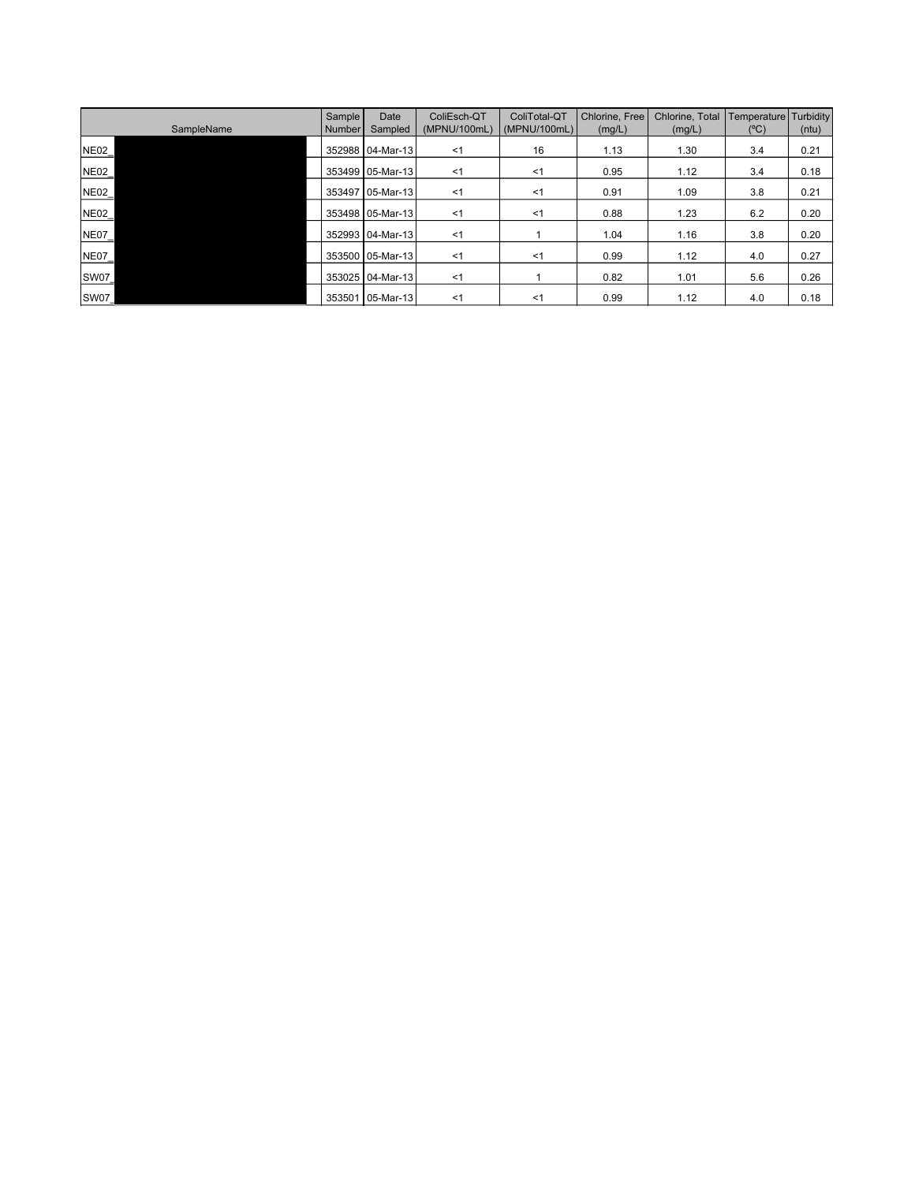| SampleName | Sample Number | Date Sampled | ColiEsch-QT (MPNU/100mL) | ColiTotal-QT (MPNU/100mL) | Chlorine, Free (mg/L) | Chlorine, Total (mg/L) | Temperature (ºC) | Turbidity (ntu) |
|---|---|---|---|---|---|---|---|---|
| NE02_ | 352988 | 04-Mar-13 | <1 | 16 | 1.13 | 1.30 | 3.4 | 0.21 |
| NE02_ | 353499 | 05-Mar-13 | <1 | <1 | 0.95 | 1.12 | 3.4 | 0.18 |
| NE02_ | 353497 | 05-Mar-13 | <1 | <1 | 0.91 | 1.09 | 3.8 | 0.21 |
| NE02_ | 353498 | 05-Mar-13 | <1 | <1 | 0.88 | 1.23 | 6.2 | 0.20 |
| NE07_ | 352993 | 04-Mar-13 | <1 | 1 | 1.04 | 1.16 | 3.8 | 0.20 |
| NE07_ | 353500 | 05-Mar-13 | <1 | <1 | 0.99 | 1.12 | 4.0 | 0.27 |
| SW07_ | 353025 | 04-Mar-13 | <1 | 1 | 0.82 | 1.01 | 5.6 | 0.26 |
| SW07_ | 353501 | 05-Mar-13 | <1 | <1 | 0.99 | 1.12 | 4.0 | 0.18 |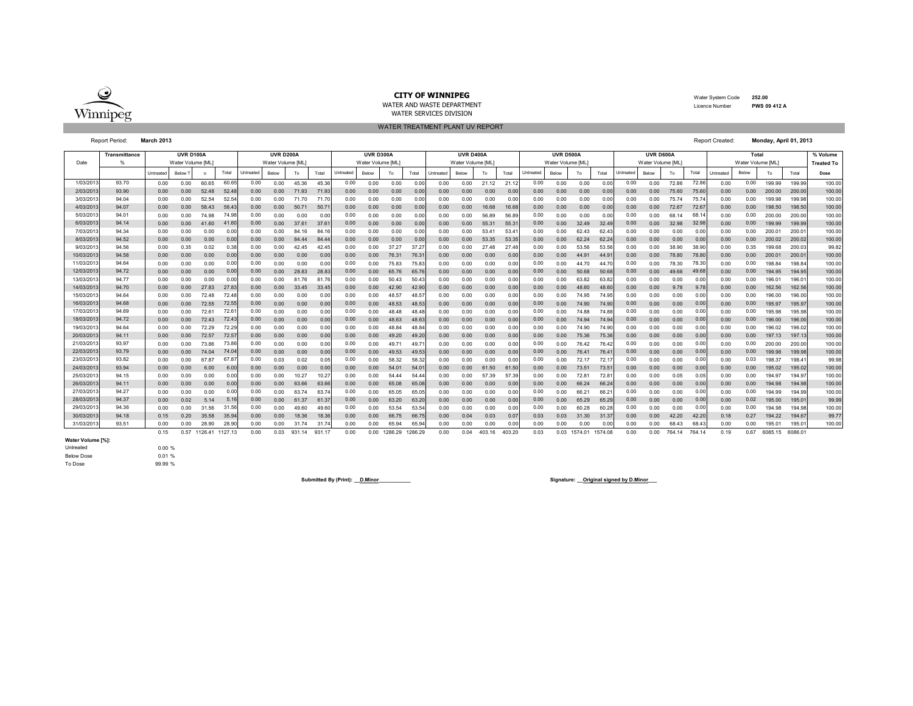**CITY OF WINNIPEG**

WATER AND WASTE DEPARTMENT

WATER SERVICES DIVISION

Water System Code **252.00**

Licence Number **PWS 09 412 A**

WATER TREATMENT PLANT UV REPORT

Report Period: **March 2013**

Report Created: **Monday, April 01, 2013**

| Date | Transmittance % | UVR D100A Water Volume [ML] | | | | UVR D200A Water Volume [ML] | | | | UVR D300A Water Volume [ML] | | | | UVR D400A Water Volume [ML] | | | | UVR D500A Water Volume [ML] | | | | UVR D600A Water Volume [ML] | | | | Total Water Volume [ML] | | | | % Volume Treated To |
|---|---|---|---|---|---|---|---|---|---|---|---|---|---|---|---|---|---|---|---|---|---|---|---|---|---|---|---|---|---|---|---|---|
| | | Untreated | Below T | o | Total | Untreated | Below | To | Total | Untreated | Below | To | Total | Untreated | Below | To | Total | Untreated | Below | To | Total | Untreated | Below | To | Total | Untreated | Below | To | Total | Dose |
| 1/03/2013 | 93.70 | 0.00 | 0.00 | 60.65 | 60.65 | 0.00 | 0.00 | 45.36 | 45.36 | 0.00 | 0.00 | 0.00 | 0.00 | 0.00 | 0.00 | 21.12 | 21.12 | 0.00 | 0.00 | 0.00 | 0.00 | 0.00 | 0.00 | 72.86 | 72.86 | 0.00 | 0.00 | 199.99 | 199.99 | 100.00 |
| 2/03/2013 | 93.90 | 0.00 | 0.00 | 52.48 | 52.48 | 0.00 | 0.00 | 71.93 | 71.93 | 0.00 | 0.00 | 0.00 | 0.00 | 0.00 | 0.00 | 0.00 | 0.00 | 0.00 | 0.00 | 0.00 | 0.00 | 0.00 | 0.00 | 75.60 | 75.60 | 0.00 | 0.00 | 200.00 | 200.00 | 100.00 |
| 3/03/2013 | 94.04 | 0.00 | 0.00 | 52.54 | 52.54 | 0.00 | 0.00 | 71.70 | 71.70 | 0.00 | 0.00 | 0.00 | 0.00 | 0.00 | 0.00 | 0.00 | 0.00 | 0.00 | 0.00 | 0.00 | 0.00 | 0.00 | 0.00 | 75.74 | 75.74 | 0.00 | 0.00 | 199.98 | 199.98 | 100.00 |
| 4/03/2013 | 94.07 | 0.00 | 0.00 | 58.43 | 58.43 | 0.00 | 0.00 | 50.71 | 50.71 | 0.00 | 0.00 | 0.00 | 0.00 | 0.00 | 0.00 | 16.68 | 16.68 | 0.00 | 0.00 | 0.00 | 0.00 | 0.00 | 0.00 | 72.67 | 72.67 | 0.00 | 0.00 | 198.50 | 198.50 | 100.00 |
| 5/03/2013 | 94.01 | 0.00 | 0.00 | 74.98 | 74.98 | 0.00 | 0.00 | 0.00 | 0.00 | 0.00 | 0.00 | 0.00 | 0.00 | 0.00 | 0.00 | 56.89 | 56.89 | 0.00 | 0.00 | 0.00 | 0.00 | 0.00 | 0.00 | 68.14 | 68.14 | 0.00 | 0.00 | 200.00 | 200.00 | 100.00 |
| 6/03/2013 | 94.14 | 0.00 | 0.00 | 41.60 | 41.60 | 0.00 | 0.00 | 37.61 | 37.61 | 0.00 | 0.00 | 0.00 | 0.00 | 0.00 | 0.00 | 55.31 | 55.31 | 0.00 | 0.00 | 32.49 | 32.49 | 0.00 | 0.00 | 32.98 | 32.98 | 0.00 | 0.00 | 199.99 | 199.99 | 100.00 |
| 7/03/2013 | 94.34 | 0.00 | 0.00 | 0.00 | 0.00 | 0.00 | 0.00 | 84.16 | 84.16 | 0.00 | 0.00 | 0.00 | 0.00 | 0.00 | 0.00 | 53.41 | 53.41 | 0.00 | 0.00 | 62.43 | 62.43 | 0.00 | 0.00 | 0.00 | 0.00 | 0.00 | 0.00 | 200.01 | 200.01 | 100.00 |
| 8/03/2013 | 94.52 | 0.00 | 0.00 | 0.00 | 0.00 | 0.00 | 0.00 | 84.44 | 84.44 | 0.00 | 0.00 | 0.00 | 0.00 | 0.00 | 0.00 | 53.35 | 53.35 | 0.00 | 0.00 | 62.24 | 62.24 | 0.00 | 0.00 | 0.00 | 0.00 | 0.00 | 0.00 | 200.02 | 200.02 | 100.00 |
| 9/03/2013 | 94.56 | 0.00 | 0.35 | 0.02 | 0.38 | 0.00 | 0.00 | 42.45 | 42.45 | 0.00 | 0.00 | 37.27 | 37.27 | 0.00 | 0.00 | 27.48 | 27.48 | 0.00 | 0.00 | 53.56 | 53.56 | 0.00 | 0.00 | 38.90 | 38.90 | 0.00 | 0.35 | 199.68 | 200.03 | 99.82 |
| 10/03/2013 | 94.58 | 0.00 | 0.00 | 0.00 | 0.00 | 0.00 | 0.00 | 0.00 | 0.00 | 0.00 | 0.00 | 76.31 | 76.31 | 0.00 | 0.00 | 0.00 | 0.00 | 0.00 | 0.00 | 44.91 | 44.91 | 0.00 | 0.00 | 78.80 | 78.80 | 0.00 | 0.00 | 200.01 | 200.01 | 100.00 |
| 11/03/2013 | 94.64 | 0.00 | 0.00 | 0.00 | 0.00 | 0.00 | 0.00 | 0.00 | 0.00 | 0.00 | 0.00 | 75.83 | 75.83 | 0.00 | 0.00 | 0.00 | 0.00 | 0.00 | 0.00 | 44.70 | 44.70 | 0.00 | 0.00 | 78.30 | 78.30 | 0.00 | 0.00 | 198.84 | 198.84 | 100.00 |
| 12/03/2013 | 94.72 | 0.00 | 0.00 | 0.00 | 0.00 | 0.00 | 0.00 | 28.83 | 28.83 | 0.00 | 0.00 | 65.76 | 65.76 | 0.00 | 0.00 | 0.00 | 0.00 | 0.00 | 0.00 | 50.68 | 50.68 | 0.00 | 0.00 | 49.68 | 49.68 | 0.00 | 0.00 | 194.95 | 194.95 | 100.00 |
| 13/03/2013 | 94.77 | 0.00 | 0.00 | 0.00 | 0.00 | 0.00 | 0.00 | 81.76 | 81.76 | 0.00 | 0.00 | 50.43 | 50.43 | 0.00 | 0.00 | 0.00 | 0.00 | 0.00 | 0.00 | 63.82 | 63.82 | 0.00 | 0.00 | 0.00 | 0.00 | 0.00 | 0.00 | 196.01 | 196.01 | 100.00 |
| 14/03/2013 | 94.70 | 0.00 | 0.00 | 27.83 | 27.83 | 0.00 | 0.00 | 33.45 | 33.45 | 0.00 | 0.00 | 42.90 | 42.90 | 0.00 | 0.00 | 0.00 | 0.00 | 0.00 | 0.00 | 48.60 | 48.60 | 0.00 | 0.00 | 9.78 | 9.78 | 0.00 | 0.00 | 162.56 | 162.56 | 100.00 |
| 15/03/2013 | 94.64 | 0.00 | 0.00 | 72.48 | 72.48 | 0.00 | 0.00 | 0.00 | 0.00 | 0.00 | 0.00 | 48.57 | 48.57 | 0.00 | 0.00 | 0.00 | 0.00 | 0.00 | 0.00 | 74.95 | 74.95 | 0.00 | 0.00 | 0.00 | 0.00 | 0.00 | 0.00 | 196.00 | 196.00 | 100.00 |
| 16/03/2013 | 94.68 | 0.00 | 0.00 | 72.55 | 72.55 | 0.00 | 0.00 | 0.00 | 0.00 | 0.00 | 0.00 | 48.53 | 48.53 | 0.00 | 0.00 | 0.00 | 0.00 | 0.00 | 0.00 | 74.90 | 74.90 | 0.00 | 0.00 | 0.00 | 0.00 | 0.00 | 0.00 | 195.97 | 195.97 | 100.00 |
| 17/03/2013 | 94.69 | 0.00 | 0.00 | 72.61 | 72.61 | 0.00 | 0.00 | 0.00 | 0.00 | 0.00 | 0.00 | 48.48 | 48.48 | 0.00 | 0.00 | 0.00 | 0.00 | 0.00 | 0.00 | 74.88 | 74.88 | 0.00 | 0.00 | 0.00 | 0.00 | 0.00 | 0.00 | 195.98 | 195.98 | 100.00 |
| 18/03/2013 | 94.72 | 0.00 | 0.00 | 72.43 | 72.43 | 0.00 | 0.00 | 0.00 | 0.00 | 0.00 | 0.00 | 48.63 | 48.63 | 0.00 | 0.00 | 0.00 | 0.00 | 0.00 | 0.00 | 74.94 | 74.94 | 0.00 | 0.00 | 0.00 | 0.00 | 0.00 | 0.00 | 196.00 | 196.00 | 100.00 |
| 19/03/2013 | 94.64 | 0.00 | 0.00 | 72.29 | 72.29 | 0.00 | 0.00 | 0.00 | 0.00 | 0.00 | 0.00 | 48.84 | 48.84 | 0.00 | 0.00 | 0.00 | 0.00 | 0.00 | 0.00 | 74.90 | 74.90 | 0.00 | 0.00 | 0.00 | 0.00 | 0.00 | 0.00 | 196.02 | 196.02 | 100.00 |
| 20/03/2013 | 94.11 | 0.00 | 0.00 | 72.57 | 72.57 | 0.00 | 0.00 | 0.00 | 0.00 | 0.00 | 0.00 | 49.20 | 49.20 | 0.00 | 0.00 | 0.00 | 0.00 | 0.00 | 0.00 | 75.36 | 75.36 | 0.00 | 0.00 | 0.00 | 0.00 | 0.00 | 0.00 | 197.13 | 197.13 | 100.00 |
| 21/03/2013 | 93.97 | 0.00 | 0.00 | 73.86 | 73.86 | 0.00 | 0.00 | 0.00 | 0.00 | 0.00 | 0.00 | 49.71 | 49.71 | 0.00 | 0.00 | 0.00 | 0.00 | 0.00 | 0.00 | 76.42 | 76.42 | 0.00 | 0.00 | 0.00 | 0.00 | 0.00 | 0.00 | 200.00 | 200.00 | 100.00 |
| 22/03/2013 | 93.79 | 0.00 | 0.00 | 74.04 | 74.04 | 0.00 | 0.00 | 0.00 | 0.00 | 0.00 | 0.00 | 49.53 | 49.53 | 0.00 | 0.00 | 0.00 | 0.00 | 0.00 | 0.00 | 76.41 | 76.41 | 0.00 | 0.00 | 0.00 | 0.00 | 0.00 | 0.00 | 199.98 | 199.98 | 100.00 |
| 23/03/2013 | 93.82 | 0.00 | 0.00 | 67.87 | 67.87 | 0.00 | 0.03 | 0.02 | 0.05 | 0.00 | 0.00 | 58.32 | 58.32 | 0.00 | 0.00 | 0.00 | 0.00 | 0.00 | 0.00 | 72.17 | 72.17 | 0.00 | 0.00 | 0.00 | 0.00 | 0.00 | 0.03 | 198.37 | 198.41 | 99.98 |
| 24/03/2013 | 93.94 | 0.00 | 0.00 | 6.00 | 6.00 | 0.00 | 0.00 | 0.00 | 0.00 | 0.00 | 0.00 | 54.01 | 54.01 | 0.00 | 0.00 | 61.50 | 61.50 | 0.00 | 0.00 | 73.51 | 73.51 | 0.00 | 0.00 | 0.00 | 0.00 | 0.00 | 0.00 | 195.02 | 195.02 | 100.00 |
| 25/03/2013 | 94.15 | 0.00 | 0.00 | 0.00 | 0.00 | 0.00 | 0.00 | 10.27 | 10.27 | 0.00 | 0.00 | 54.44 | 54.44 | 0.00 | 0.00 | 57.39 | 57.39 | 0.00 | 0.00 | 72.81 | 72.81 | 0.00 | 0.00 | 0.05 | 0.05 | 0.00 | 0.00 | 194.97 | 194.97 | 100.00 |
| 26/03/2013 | 94.11 | 0.00 | 0.00 | 0.00 | 0.00 | 0.00 | 0.00 | 63.66 | 63.66 | 0.00 | 0.00 | 65.08 | 65.08 | 0.00 | 0.00 | 0.00 | 0.00 | 0.00 | 0.00 | 66.24 | 66.24 | 0.00 | 0.00 | 0.00 | 0.00 | 0.00 | 0.00 | 194.98 | 194.98 | 100.00 |
| 27/03/2013 | 94.27 | 0.00 | 0.00 | 0.00 | 0.00 | 0.00 | 0.00 | 63.74 | 63.74 | 0.00 | 0.00 | 65.05 | 65.05 | 0.00 | 0.00 | 0.00 | 0.00 | 0.00 | 0.00 | 66.21 | 66.21 | 0.00 | 0.00 | 0.00 | 0.00 | 0.00 | 0.00 | 194.99 | 194.99 | 100.00 |
| 28/03/2013 | 94.37 | 0.00 | 0.02 | 5.14 | 5.16 | 0.00 | 0.00 | 61.37 | 61.37 | 0.00 | 0.00 | 63.20 | 63.20 | 0.00 | 0.00 | 0.00 | 0.00 | 0.00 | 0.00 | 65.29 | 65.29 | 0.00 | 0.00 | 0.00 | 0.00 | 0.00 | 0.02 | 195.00 | 195.01 | 99.99 |
| 29/03/2013 | 94.36 | 0.00 | 0.00 | 31.56 | 31.56 | 0.00 | 0.00 | 49.60 | 49.60 | 0.00 | 0.00 | 53.54 | 53.54 | 0.00 | 0.00 | 0.00 | 0.00 | 0.00 | 0.00 | 60.28 | 60.28 | 0.00 | 0.00 | 0.00 | 0.00 | 0.00 | 0.00 | 194.98 | 194.98 | 100.00 |
| 30/03/2013 | 94.18 | 0.15 | 0.20 | 35.58 | 35.94 | 0.00 | 0.00 | 18.36 | 18.36 | 0.00 | 0.00 | 66.75 | 66.75 | 0.00 | 0.04 | 0.03 | 0.07 | 0.03 | 0.03 | 31.30 | 31.37 | 0.00 | 0.00 | 42.20 | 42.20 | 0.18 | 0.27 | 194.22 | 194.67 | 99.77 |
| 31/03/2013 | 93.51 | 0.00 | 0.00 | 28.90 | 28.90 | 0.00 | 0.00 | 31.74 | 31.74 | 0.00 | 0.00 | 65.94 | 65.94 | 0.00 | 0.00 | 0.00 | 0.00 | 0.00 | 0.00 | 0.00 | 0.00 | 0.00 | 0.00 | 68.43 | 68.43 | 0.00 | 0.00 | 195.01 | 195.01 | 100.00 |
| | | 0.15 | 0.57 | 1126.41 | 1127.13 | 0.00 | 0.03 | 931.14 | 931.17 | 0.00 | 0.00 | 1286.29 | 1286.29 | 0.00 | 0.04 | 403.16 | 403.20 | 0.03 | 0.03 | 1574.01 | 1574.08 | 0.00 | 0.00 | 764.14 | 764.14 | 0.19 | 0.67 | 6085.15 | 6086.01 | |

**Water Volume [%]:**

| | |
|---|---|
| Untreated | 0.00 % |
| Below Dose | 0.01 % |
| To Dose | 99.99 % |

**Submitted By (Print): __D.Minor___________**

**Signature: __Original signed by D.Minor___**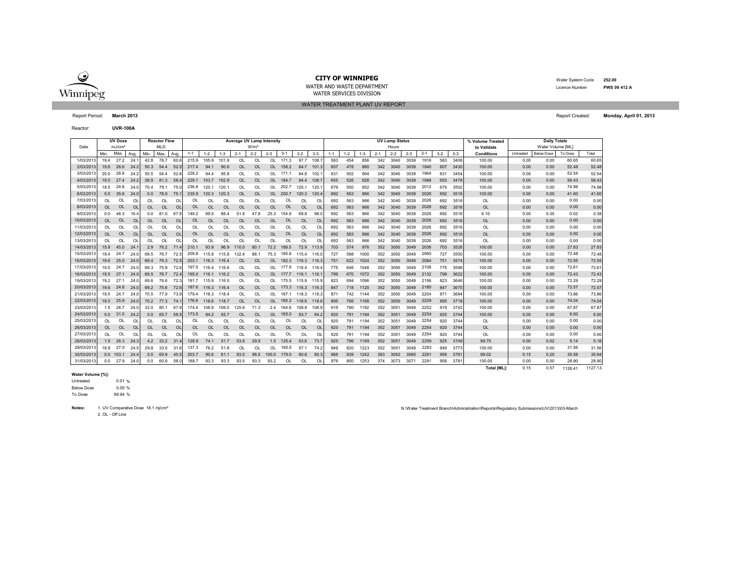# CITY OF WINNIPEG

WATER AND WASTE DEPARTMENT
WATER SERVICES DIVISION

Water System Code **252.00**
Licence Number **PWS 09 412 A**

## WATER TREATMENT PLANT UV REPORT

Report Period: **March 2013**

Report Created: **Monday, April 01, 2013**

Reactor: **UVR-100A**

| Date | UV Dose mJ/cm² | | | Reactor Flow MLD | | | Average UV Lamp Intensity W/m² | | | | | | | | | UV Lamp Status Hours | | | | | | | | | % Volume Treated to Validate | Daily Totals Water Volume [ML] | | | |
|---|---|---|---|---|---|---|---|---|---|---|---|---|---|---|---|---|---|---|---|---|---|---|---|---|---|---|---|---|---|
| | Min. | Max. | Avg. | Min. | Max. | Avg. | 1-1 | 1-2 | 1-3 | 2-1 | 2-2 | 2-3 | 3-1 | 3-2 | 3-3 | 1-1 | 1-2 | 1-3 | 2-1 | 2-2 | 2-3 | 3-1 | 3-2 | 3-3 | Conditions | Untreated | Below Dose | To Dose | Total |
| 1/03/2013 | 19.4 | 27.2 | 24.1 | 42.8 | 78.7 | 60.6 | 215.9 | 105.9 | 101.9 | OL | OL | OL | 171.3 | 97.7 | 108.7 | 583 | 454 | 856 | 342 | 3040 | 3039 | 1916 | 583 | 3406 | 100.00 | 0.00 | 0.00 | 60.65 | 60.65 |
| 2/03/2013 | 19.6 | 26.6 | 24.2 | 50.3 | 54.4 | 52.5 | 217.4 | 94.1 | 90.6 | OL | OL | OL | 158.2 | 84.7 | 101.3 | 607 | 478 | 880 | 342 | 3040 | 3039 | 1940 | 607 | 3430 | 100.00 | 0.00 | 0.00 | 52.48 | 52.48 |
| 3/03/2013 | 20.0 | 26.8 | 24.2 | 50.5 | 54.4 | 52.6 | 228.2 | 94.4 | 95.8 | OL | OL | OL | 171.1 | 84.8 | 102.1 | 631 | 502 | 904 | 342 | 3040 | 3039 | 1964 | 631 | 3454 | 100.00 | 0.00 | 0.00 | 52.54 | 52.54 |
| 4/03/2013 | 19.5 | 27.4 | 24.2 | 39.9 | 81.3 | 58.4 | 229.1 | 103.7 | 102.9 | OL | OL | OL | 184.7 | 94.4 | 108.7 | 655 | 526 | 928 | 342 | 3040 | 3039 | 1988 | 655 | 3478 | 100.00 | 0.00 | 0.00 | 58.43 | 58.43 |
| 5/03/2013 | 19.5 | 24.8 | 24.0 | 70.4 | 79.1 | 75.0 | 236.8 | 120.1 | 120.1 | OL | OL | OL | 202.7 | 120.1 | 120.1 | 679 | 550 | 952 | 342 | 3040 | 3039 | 2012 | 679 | 3502 | 100.00 | 0.00 | 0.00 | 74.98 | 74.98 |
| 6/03/2013 | 0.0 | 35.6 | 24.0 | 0.0 | 78.9 | 75.1 | 235.9 | 120.3 | 120.3 | OL | OL | OL | 200.7 | 120.3 | 120.4 | 692 | 563 | 966 | 342 | 3040 | 3039 | 2026 | 692 | 3516 | 100.00 | 0.00 | 0.00 | 41.60 | 41.60 |
| 7/03/2013 | OL | OL | OL | OL | OL | OL | OL | OL | OL | OL | OL | OL | OL | OL | OL | 692 | 563 | 966 | 342 | 3040 | 3039 | 2026 | 692 | 3516 | OL | 0.00 | 0.00 | 0.00 | 0.00 |
| 8/03/2013 | OL | OL | OL | OL | OL | OL | OL | OL | OL | OL | OL | OL | OL | OL | OL | 692 | 563 | 966 | 342 | 3040 | 3039 | 2026 | 692 | 3516 | OL | 0.00 | 0.00 | 0.00 | 0.00 |
| 9/03/2013 | 0.0 | 46.3 | 16.4 | 0.0 | 81.0 | 67.6 | 149.2 | 89.0 | 88.4 | 51.6 | 47.8 | 25.3 | 154.9 | 69.8 | 98.0 | 692 | 563 | 966 | 342 | 3040 | 3039 | 2026 | 692 | 3516 | 6.10 | 0.00 | 0.35 | 0.02 | 0.38 |
| 10/03/2013 | OL | OL | OL | OL | OL | OL | OL | OL | OL | OL | OL | OL | OL | OL | OL | 692 | 563 | 966 | 342 | 3040 | 3039 | 2026 | 692 | 3516 | OL | 0.00 | 0.00 | 0.00 | 0.00 |
| 11/03/2013 | OL | OL | OL | OL | OL | OL | OL | OL | OL | OL | OL | OL | OL | OL | OL | 692 | 563 | 966 | 342 | 3040 | 3039 | 2026 | 692 | 3516 | OL | 0.00 | 0.00 | 0.00 | 0.00 |
| 12/03/2013 | OL | OL | OL | OL | OL | OL | OL | OL | OL | OL | OL | OL | OL | OL | OL | 692 | 563 | 966 | 342 | 3040 | 3039 | 2026 | 692 | 3516 | OL | 0.00 | 0.00 | 0.00 | 0.00 |
| 13/03/2013 | OL | OL | OL | OL | OL | OL | OL | OL | OL | OL | OL | OL | OL | OL | OL | 692 | 563 | 966 | 342 | 3040 | 3039 | 2026 | 692 | 3516 | OL | 0.00 | 0.00 | 0.00 | 0.00 |
| 14/03/2013 | 15.8 | 45.0 | 24.1 | 2.9 | 76.2 | 71.4 | 210.1 | 93.9 | 96.9 | 110.0 | 80.1 | 72.2 | 188.5 | 72.9 | 113.9 | 703 | 574 | 976 | 352 | 3050 | 3049 | 2036 | 703 | 3526 | 100.00 | 0.00 | 0.00 | 27.83 | 27.83 |
| 15/03/2013 | 19.4 | 24.7 | 24.0 | 69.5 | 76.7 | 72.5 | 209.8 | 115.8 | 115.8 | 132.4 | 88.1 | 75.3 | 185.8 | 115.4 | 116.0 | 727 | 598 | 1000 | 352 | 3050 | 3049 | 2060 | 727 | 3550 | 100.00 | 0.00 | 0.00 | 72.48 | 72.48 |
| 16/03/2013 | 19.6 | 25.0 | 24.0 | 69.4 | 76.3 | 72.5 | 203.1 | 116.3 | 116.4 | OL | OL | OL | 182.3 | 116.3 | 116.3 | 751 | 622 | 1024 | 352 | 3050 | 3049 | 2084 | 751 | 3574 | 100.00 | 0.00 | 0.00 | 72.55 | 72.55 |
| 17/03/2013 | 19.5 | 24.7 | 24.0 | 69.3 | 75.9 | 72.6 | 197.0 | 116.4 | 116.6 | OL | OL | OL | 177.9 | 116.4 | 116.4 | 775 | 646 | 1048 | 352 | 3050 | 3049 | 2108 | 775 | 3598 | 100.00 | 0.00 | 0.00 | 72.61 | 72.61 |
| 18/03/2013 | 19.5 | 27.1 | 24.0 | 69.5 | 76.7 | 72.4 | 195.0 | 116.1 | 116.2 | OL | OL | OL | 177.7 | 116.1 | 116.1 | 799 | 670 | 1072 | 352 | 3050 | 3049 | 2132 | 799 | 3622 | 100.00 | 0.00 | 0.00 | 72.43 | 72.43 |
| 19/03/2013 | 19.2 | 27.1 | 24.0 | 69.6 | 76.6 | 72.3 | 191.7 | 115.9 | 116.0 | OL | OL | OL | 175.5 | 115.9 | 115.9 | 823 | 694 | 1096 | 352 | 3050 | 3049 | 2156 | 823 | 3646 | 100.00 | 0.00 | 0.00 | 72.29 | 72.29 |
| 20/03/2013 | 19.6 | 24.8 | 24.0 | 69.2 | 75.6 | 72.6 | 187.6 | 116.3 | 116.4 | OL | OL | OL | 173.3 | 116.3 | 116.3 | 847 | 718 | 1120 | 352 | 3050 | 3049 | 2180 | 847 | 3670 | 100.00 | 0.00 | 0.00 | 72.57 | 72.57 |
| 21/03/2013 | 19.5 | 24.7 | 24.0 | 70.5 | 77.9 | 73.9 | 179.4 | 118.3 | 118.4 | OL | OL | OL | 167.1 | 118.3 | 118.3 | 871 | 742 | 1144 | 352 | 3050 | 3049 | 2204 | 871 | 3694 | 100.00 | 0.00 | 0.00 | 73.86 | 73.86 |
| 22/03/2013 | 19.5 | 25.9 | 24.0 | 70.2 | 77.3 | 74.1 | 176.6 | 118.6 | 118.7 | OL | OL | OL | 165.2 | 118.6 | 118.6 | 895 | 766 | 1168 | 352 | 3050 | 3049 | 2228 | 895 | 3718 | 100.00 | 0.00 | 0.00 | 74.04 | 74.04 |
| 23/03/2013 | 1.5 | 26.7 | 24.0 | 32.0 | 80.1 | 67.9 | 174.4 | 108.9 | 109.0 | 125.6 | 71.3 | 2.4 | 164.6 | 108.9 | 108.9 | 919 | 790 | 1192 | 352 | 3051 | 3049 | 2252 | 919 | 3742 | 100.00 | 0.00 | 0.00 | 67.87 | 67.87 |
| 24/03/2013 | 0.0 | 31.5 | 24.2 | 0.0 | 65.7 | 58.5 | 173.5 | 94.2 | 93.7 | OL | OL | OL | 165.0 | 93.7 | 94.2 | 920 | 791 | 1194 | 352 | 3051 | 3049 | 2254 | 920 | 3744 | 100.00 | 0.00 | 0.00 | 6.00 | 6.00 |
| 25/03/2013 | OL | OL | OL | OL | OL | OL | OL | OL | OL | OL | OL | OL | OL | OL | OL | 920 | 791 | 1194 | 352 | 3051 | 3049 | 2254 | 920 | 3744 | OL | 0.00 | 0.00 | 0.00 | 0.00 |
| 26/03/2013 | OL | OL | OL | OL | OL | OL | OL | OL | OL | OL | OL | OL | OL | OL | OL | 920 | 791 | 1194 | 352 | 3051 | 3049 | 2254 | 920 | 3744 | OL | 0.00 | 0.00 | 0.00 | 0.00 |
| 27/03/2013 | OL | OL | OL | OL | OL | OL | OL | OL | OL | OL | OL | OL | OL | OL | OL | 920 | 791 | 1194 | 352 | 3051 | 3049 | 2254 | 920 | 3744 | OL | 0.00 | 0.00 | 0.00 | 0.00 |
| 28/03/2013 | 1.9 | 26.3 | 24.3 | 4.2 | 33.2 | 31.4 | 128.8 | 74.1 | 51.7 | 53.6 | 29.9 | 1.5 | 125.4 | 53.6 | 73.7 | 925 | 796 | 1199 | 352 | 3051 | 3049 | 2259 | 925 | 3749 | 99.70 | 0.00 | 0.02 | 5.14 | 5.16 |
| 29/03/2013 | 18.9 | 27.0 | 24.5 | 29.8 | 33.5 | 31.6 | 137.3 | 76.2 | 51.8 | OL | OL | OL | 165.5 | 57.1 | 74.2 | 949 | 820 | 1223 | 352 | 3051 | 3049 | 2283 | 949 | 3773 | 100.00 | 0.00 | 0.00 | 31.56 | 31.56 |
| 30/03/2013 | 0.0 | 103.1 | 24.4 | 0.0 | 60.9 | 45.5 | 203.7 | 90.6 | 81.1 | 93.0 | 96.5 | 100.0 | 179.0 | 60.6 | 80.3 | 968 | 839 | 1242 | 363 | 3062 | 3060 | 2291 | 958 | 3781 | 99.02 | 0.15 | 0.20 | 35.58 | 35.94 |
| 31/03/2013 | 0.0 | 27.9 | 24.0 | 0.0 | 60.9 | 58.0 | 188.7 | 93.3 | 93.3 | 93.5 | 93.3 | 93.2 | OL | OL | OL | 979 | 850 | 1253 | 374 | 3073 | 3071 | 2291 | 958 | 3781 | 100.00 | 0.00 | 0.00 | 28.90 | 28.90 |
| | | | | | | | | | | | | | | | | | | | | | | | | | **Total [ML]:** | 0.15 | 0.57 | 1126.41 | 1127.13 |

**Water Volume [%]:**

| | |
|---|---|
| Untreated | 0.01 % |
| Below Dose | 0.05 % |
| To Dose | 99.94 % |

**Notes:**
1. UV Comparative Dose 18.1 mj/cm²
2. OL - Off Line

N:\Water Treatment Branch\Administration\Reports\Regulatory Submissions\UV\2013\03-March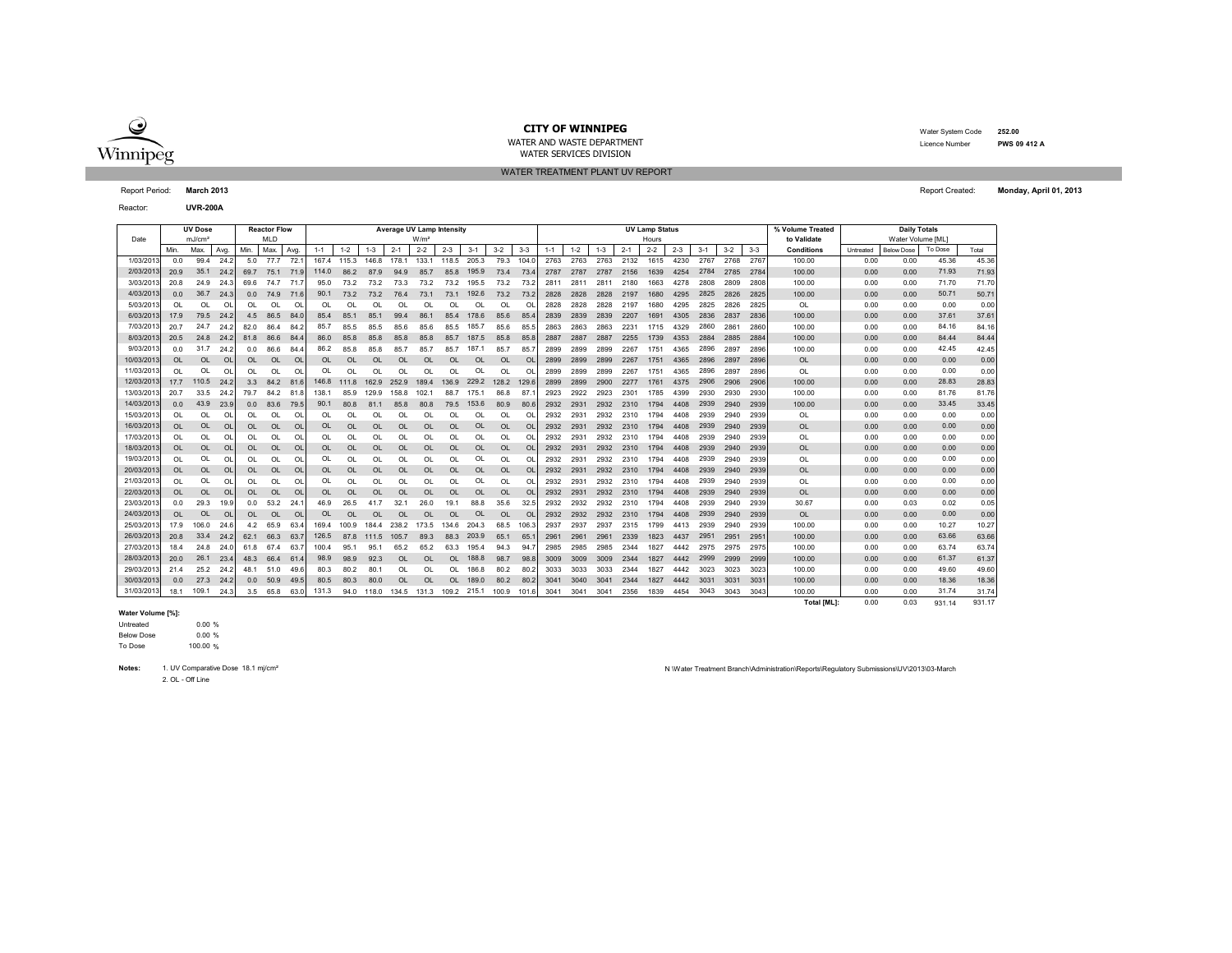**CITY OF WINNIPEG**

WATER AND WASTE DEPARTMENT

WATER SERVICES DIVISION

Water System Code **252.00**

Licence Number **PWS 09 412 A**

WATER TREATMENT PLANT UV REPORT

Report Period: **March 2013**

Report Created: **Monday, April 01, 2013**

Reactor: **UVR-200A**

| Date | UV Dose mJ/cm² | | | Reactor Flow MLD | | | Average UV Lamp Intensity W/m² | | | | | | | | | UV Lamp Status Hours | | | | | | | | | % Volume Treated to Validate | Daily Totals Water Volume [ML] | | | |
|---|---|---|---|---|---|---|---|---|---|---|---|---|---|---|---|---|---|---|---|---|---|---|---|---|---|---|---|---|---|
| | Min. | Max. | Avg. | Min. | Max. | Avg. | 1-1 | 1-2 | 1-3 | 2-1 | 2-2 | 2-3 | 3-1 | 3-2 | 3-3 | 1-1 | 1-2 | 1-3 | 2-1 | 2-2 | 2-3 | 3-1 | 3-2 | 3-3 | Conditions | Untreated | Below Dose | To Dose | Total |
| 1/03/2013 | 0.0 | 99.4 | 24.2 | 5.0 | 77.7 | 72.1 | 167.4 | 115.3 | 146.8 | 178.1 | 133.1 | 118.5 | 205.3 | 79.3 | 104.0 | 2763 | 2763 | 2763 | 2132 | 1615 | 4230 | 2767 | 2768 | 2767 | 100.00 | 0.00 | 0.00 | 45.36 | 45.36 |
| 2/03/2013 | 20.9 | 35.1 | 24.2 | 69.7 | 75.1 | 71.9 | 114.0 | 86.2 | 87.9 | 94.9 | 85.7 | 85.8 | 195.9 | 73.4 | 73.4 | 2787 | 2787 | 2787 | 2156 | 1639 | 4254 | 2784 | 2785 | 2784 | 100.00 | 0.00 | 0.00 | 71.93 | 71.93 |
| 3/03/2013 | 20.8 | 24.9 | 24.3 | 69.6 | 74.7 | 71.7 | 95.0 | 73.2 | 73.2 | 73.3 | 73.2 | 73.2 | 195.5 | 73.2 | 73.2 | 2811 | 2811 | 2811 | 2180 | 1663 | 4278 | 2808 | 2809 | 2808 | 100.00 | 0.00 | 0.00 | 71.70 | 71.70 |
| 4/03/2013 | 0.0 | 36.7 | 24.3 | 0.0 | 74.9 | 71.6 | 90.1 | 73.2 | 73.2 | 76.4 | 73.1 | 73.1 | 192.6 | 73.2 | 73.2 | 2828 | 2828 | 2828 | 2197 | 1680 | 4295 | 2825 | 2826 | 2825 | 100.00 | 0.00 | 0.00 | 50.71 | 50.71 |
| 5/03/2013 | OL | OL | OL | OL | OL | OL | OL | OL | OL | OL | OL | OL | OL | OL | OL | 2828 | 2828 | 2828 | 2197 | 1680 | 4295 | 2825 | 2826 | 2825 | OL | 0.00 | 0.00 | 0.00 | 0.00 |
| 6/03/2013 | 17.9 | 79.5 | 24.2 | 4.5 | 86.5 | 84.0 | 85.4 | 85.1 | 85.1 | 99.4 | 86.1 | 85.4 | 178.6 | 85.6 | 85.4 | 2839 | 2839 | 2839 | 2207 | 1691 | 4305 | 2836 | 2837 | 2836 | 100.00 | 0.00 | 0.00 | 37.61 | 37.61 |
| 7/03/2013 | 20.7 | 24.7 | 24.2 | 82.0 | 86.4 | 84.2 | 85.7 | 85.5 | 85.5 | 85.6 | 85.6 | 85.5 | 185.7 | 85.6 | 85.5 | 2863 | 2863 | 2863 | 2231 | 1715 | 4329 | 2860 | 2861 | 2860 | 100.00 | 0.00 | 0.00 | 84.16 | 84.16 |
| 8/03/2013 | 20.5 | 24.8 | 24.2 | 81.8 | 86.6 | 84.4 | 86.0 | 85.8 | 85.8 | 85.8 | 85.8 | 85.7 | 187.5 | 85.8 | 85.8 | 2887 | 2887 | 2887 | 2255 | 1739 | 4353 | 2884 | 2885 | 2884 | 100.00 | 0.00 | 0.00 | 84.44 | 84.44 |
| 9/03/2013 | 0.0 | 31.7 | 24.2 | 0.0 | 86.6 | 84.4 | 86.2 | 85.8 | 85.8 | 85.7 | 85.7 | 85.7 | 187.1 | 85.7 | 85.7 | 2899 | 2899 | 2899 | 2267 | 1751 | 4365 | 2896 | 2897 | 2896 | 100.00 | 0.00 | 0.00 | 42.45 | 42.45 |
| 10/03/2013 | OL | OL | OL | OL | OL | OL | OL | OL | OL | OL | OL | OL | OL | OL | OL | 2899 | 2899 | 2899 | 2267 | 1751 | 4365 | 2896 | 2897 | 2896 | OL | 0.00 | 0.00 | 0.00 | 0.00 |
| 11/03/2013 | OL | OL | OL | OL | OL | OL | OL | OL | OL | OL | OL | OL | OL | OL | OL | 2899 | 2899 | 2899 | 2267 | 1751 | 4365 | 2896 | 2897 | 2896 | OL | 0.00 | 0.00 | 0.00 | 0.00 |
| 12/03/2013 | 17.7 | 110.5 | 24.2 | 3.3 | 84.2 | 81.6 | 146.8 | 111.8 | 162.9 | 252.9 | 189.4 | 136.9 | 229.2 | 128.2 | 129.6 | 2899 | 2899 | 2900 | 2277 | 1761 | 4375 | 2906 | 2906 | 2906 | 100.00 | 0.00 | 0.00 | 28.83 | 28.83 |
| 13/03/2013 | 20.7 | 33.5 | 24.2 | 79.7 | 84.2 | 81.8 | 138.1 | 85.9 | 129.9 | 158.8 | 102.1 | 88.7 | 175.1 | 86.8 | 87.1 | 2923 | 2922 | 2923 | 2301 | 1785 | 4399 | 2930 | 2930 | 2930 | 100.00 | 0.00 | 0.00 | 81.76 | 81.76 |
| 14/03/2013 | 0.0 | 43.9 | 23.9 | 0.0 | 83.6 | 79.5 | 90.1 | 80.8 | 81.1 | 85.8 | 80.8 | 79.5 | 153.6 | 80.9 | 80.6 | 2932 | 2931 | 2932 | 2310 | 1794 | 4408 | 2939 | 2940 | 2939 | 100.00 | 0.00 | 0.00 | 33.45 | 33.45 |
| 15/03/2013 | OL | OL | OL | OL | OL | OL | OL | OL | OL | OL | OL | OL | OL | OL | OL | 2932 | 2931 | 2932 | 2310 | 1794 | 4408 | 2939 | 2940 | 2939 | OL | 0.00 | 0.00 | 0.00 | 0.00 |
| 16/03/2013 | OL | OL | OL | OL | OL | OL | OL | OL | OL | OL | OL | OL | OL | OL | OL | 2932 | 2931 | 2932 | 2310 | 1794 | 4408 | 2939 | 2940 | 2939 | OL | 0.00 | 0.00 | 0.00 | 0.00 |
| 17/03/2013 | OL | OL | OL | OL | OL | OL | OL | OL | OL | OL | OL | OL | OL | OL | OL | 2932 | 2931 | 2932 | 2310 | 1794 | 4408 | 2939 | 2940 | 2939 | OL | 0.00 | 0.00 | 0.00 | 0.00 |
| 18/03/2013 | OL | OL | OL | OL | OL | OL | OL | OL | OL | OL | OL | OL | OL | OL | OL | 2932 | 2931 | 2932 | 2310 | 1794 | 4408 | 2939 | 2940 | 2939 | OL | 0.00 | 0.00 | 0.00 | 0.00 |
| 19/03/2013 | OL | OL | OL | OL | OL | OL | OL | OL | OL | OL | OL | OL | OL | OL | OL | 2932 | 2931 | 2932 | 2310 | 1794 | 4408 | 2939 | 2940 | 2939 | OL | 0.00 | 0.00 | 0.00 | 0.00 |
| 20/03/2013 | OL | OL | OL | OL | OL | OL | OL | OL | OL | OL | OL | OL | OL | OL | OL | 2932 | 2931 | 2932 | 2310 | 1794 | 4408 | 2939 | 2940 | 2939 | OL | 0.00 | 0.00 | 0.00 | 0.00 |
| 21/03/2013 | OL | OL | OL | OL | OL | OL | OL | OL | OL | OL | OL | OL | OL | OL | OL | 2932 | 2931 | 2932 | 2310 | 1794 | 4408 | 2939 | 2940 | 2939 | OL | 0.00 | 0.00 | 0.00 | 0.00 |
| 22/03/2013 | OL | OL | OL | OL | OL | OL | OL | OL | OL | OL | OL | OL | OL | OL | OL | 2932 | 2931 | 2932 | 2310 | 1794 | 4408 | 2939 | 2940 | 2939 | OL | 0.00 | 0.00 | 0.00 | 0.00 |
| 23/03/2013 | 0.0 | 29.3 | 19.9 | 0.0 | 53.2 | 24.1 | 46.9 | 26.5 | 41.7 | 32.1 | 26.0 | 19.1 | 88.8 | 35.6 | 32.5 | 2932 | 2932 | 2932 | 2310 | 1794 | 4408 | 2939 | 2940 | 2939 | 30.67 | 0.00 | 0.03 | 0.02 | 0.05 |
| 24/03/2013 | OL | OL | OL | OL | OL | OL | OL | OL | OL | OL | OL | OL | OL | OL | OL | 2932 | 2932 | 2932 | 2310 | 1794 | 4408 | 2939 | 2940 | 2939 | OL | 0.00 | 0.00 | 0.00 | 0.00 |
| 25/03/2013 | 17.9 | 106.0 | 24.6 | 4.2 | 65.9 | 63.4 | 169.4 | 100.9 | 184.4 | 238.2 | 173.5 | 134.6 | 204.3 | 68.5 | 106.3 | 2937 | 2937 | 2937 | 2315 | 1799 | 4413 | 2939 | 2940 | 2939 | 100.00 | 0.00 | 0.00 | 10.27 | 10.27 |
| 26/03/2013 | 20.8 | 33.4 | 24.2 | 62.1 | 66.3 | 63.7 | 126.5 | 87.8 | 111.5 | 105.7 | 89.3 | 88.3 | 203.9 | 65.1 | 65.1 | 2961 | 2961 | 2961 | 2339 | 1823 | 4437 | 2951 | 2951 | 2951 | 100.00 | 0.00 | 0.00 | 63.66 | 63.66 |
| 27/03/2013 | 18.4 | 24.8 | 24.0 | 61.8 | 67.4 | 63.7 | 100.4 | 95.1 | 95.1 | 65.2 | 65.2 | 63.3 | 195.4 | 94.3 | 94.7 | 2985 | 2985 | 2985 | 2344 | 1827 | 4442 | 2975 | 2975 | 2975 | 100.00 | 0.00 | 0.00 | 63.74 | 63.74 |
| 28/03/2013 | 20.0 | 26.1 | 23.4 | 48.3 | 66.4 | 61.4 | 98.9 | 98.9 | 92.3 | OL | OL | OL | 188.8 | 98.7 | 98.8 | 3009 | 3009 | 3009 | 2344 | 1827 | 4442 | 2999 | 2999 | 2999 | 100.00 | 0.00 | 0.00 | 61.37 | 61.37 |
| 29/03/2013 | 21.4 | 25.2 | 24.2 | 48.1 | 51.0 | 49.6 | 80.3 | 80.2 | 80.1 | OL | OL | OL | 186.8 | 80.2 | 80.2 | 3033 | 3033 | 3033 | 2344 | 1827 | 4442 | 3023 | 3023 | 3023 | 100.00 | 0.00 | 0.00 | 49.60 | 49.60 |
| 30/03/2013 | 0.0 | 27.3 | 24.2 | 0.0 | 50.9 | 49.5 | 80.5 | 80.3 | 80.0 | OL | OL | OL | 189.0 | 80.2 | 80.2 | 3041 | 3040 | 3041 | 2344 | 1827 | 4442 | 3031 | 3031 | 3031 | 100.00 | 0.00 | 0.00 | 18.36 | 18.36 |
| 31/03/2013 | 18.1 | 109.1 | 24.3 | 3.5 | 65.8 | 63.0 | 131.3 | 94.0 | 118.0 | 134.5 | 131.3 | 109.2 | 215.1 | 100.9 | 101.6 | 3041 | 3041 | 3041 | 2356 | 1839 | 4454 | 3043 | 3043 | 3043 | 100.00 | 0.00 | 0.00 | 31.74 | 31.74 |
| | | | | | | | | | | | | | | | | | | | | | | | | | Total [ML]: | 0.00 | 0.03 | 931.14 | 931.17 |

**Water Volume [%]:**

Untreated 0.00 %

Below Dose 0.00 %

To Dose 100.00 %

**Notes:** 1. UV Comparative Dose 18.1 mj/cm²

2. OL - Off Line

N:\Water Treatment Branch\Administration\Reports\Regulatory Submissions\UV\2013\03-March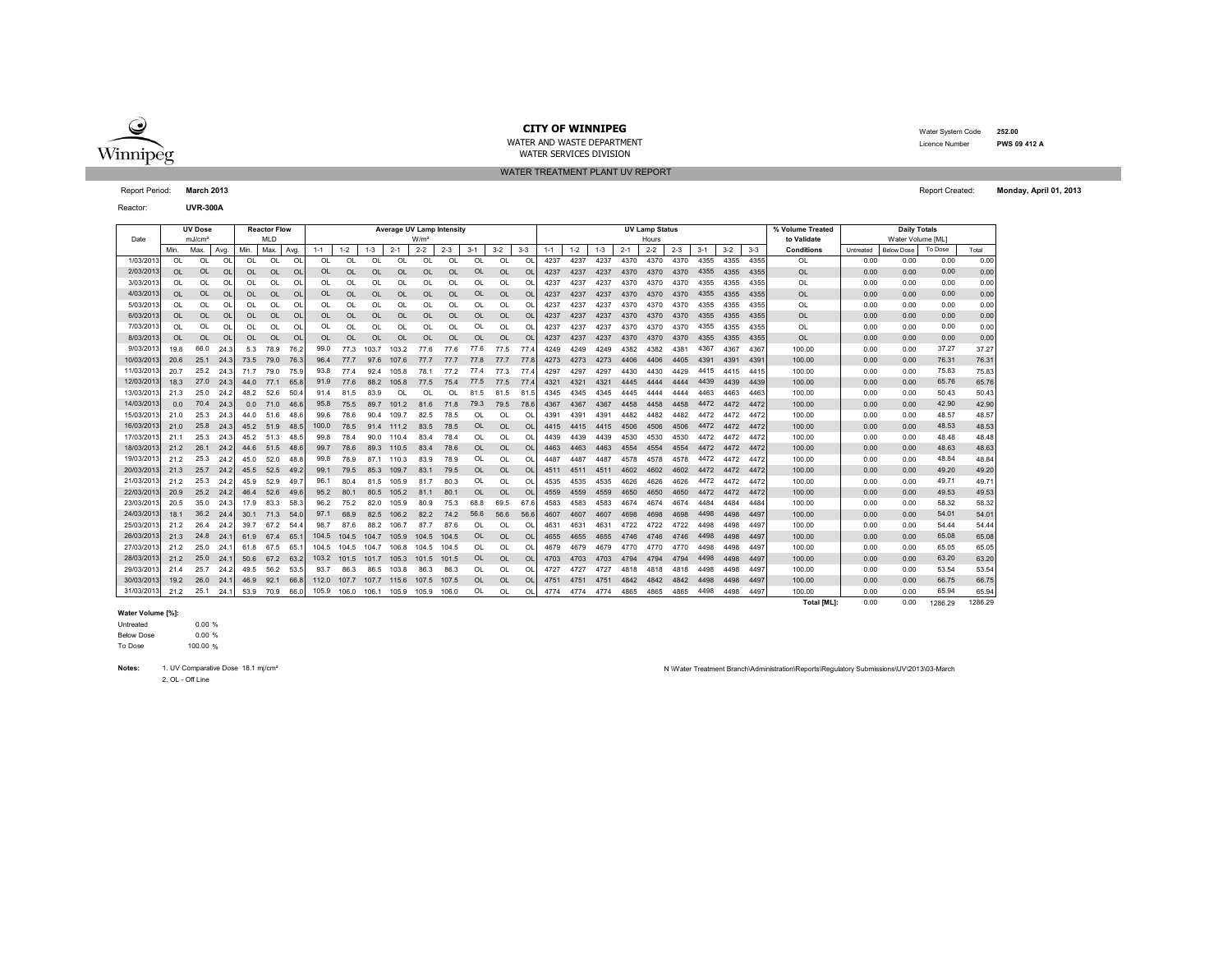**CITY OF WINNIPEG**

WATER AND WASTE DEPARTMENT

WATER SERVICES DIVISION

Water System Code **252.00**

Licence Number **PWS 09 412 A**

## WATER TREATMENT PLANT UV REPORT

Report Period: **March 2013**

Report Created: **Monday, April 01, 2013**

Reactor: **UVR-300A**

| Date | UV Dose mJ/cm² | | | Reactor Flow MLD | | | Average UV Lamp Intensity W/m² | | | | | | | | | UV Lamp Status Hours | | | | | | | | | % Volume Treated to Validate | Daily Totals Water Volume [ML] | | | |
|---|---|---|---|---|---|---|---|---|---|---|---|---|---|---|---|---|---|---|---|---|---|---|---|---|---|---|---|---|---|
| | Min. | Max. | Avg. | Min. | Max. | Avg. | 1-1 | 1-2 | 1-3 | 2-1 | 2-2 | 2-3 | 3-1 | 3-2 | 3-3 | 1-1 | 1-2 | 1-3 | 2-1 | 2-2 | 2-3 | 3-1 | 3-2 | 3-3 | Conditions | Untreated | Below Dose | To Dose | Total |
| 1/03/2013 | OL | OL | OL | OL | OL | OL | OL | OL | OL | OL | OL | OL | OL | OL | OL | 4237 | 4237 | 4237 | 4370 | 4370 | 4370 | 4355 | 4355 | 4355 | OL | 0.00 | 0.00 | 0.00 | 0.00 |
| 2/03/2013 | OL | OL | OL | OL | OL | OL | OL | OL | OL | OL | OL | OL | OL | OL | OL | 4237 | 4237 | 4237 | 4370 | 4370 | 4370 | 4355 | 4355 | 4355 | OL | 0.00 | 0.00 | 0.00 | 0.00 |
| 3/03/2013 | OL | OL | OL | OL | OL | OL | OL | OL | OL | OL | OL | OL | OL | OL | OL | 4237 | 4237 | 4237 | 4370 | 4370 | 4370 | 4355 | 4355 | 4355 | OL | 0.00 | 0.00 | 0.00 | 0.00 |
| 4/03/2013 | OL | OL | OL | OL | OL | OL | OL | OL | OL | OL | OL | OL | OL | OL | OL | 4237 | 4237 | 4237 | 4370 | 4370 | 4370 | 4355 | 4355 | 4355 | OL | 0.00 | 0.00 | 0.00 | 0.00 |
| 5/03/2013 | OL | OL | OL | OL | OL | OL | OL | OL | OL | OL | OL | OL | OL | OL | OL | 4237 | 4237 | 4237 | 4370 | 4370 | 4370 | 4355 | 4355 | 4355 | OL | 0.00 | 0.00 | 0.00 | 0.00 |
| 6/03/2013 | OL | OL | OL | OL | OL | OL | OL | OL | OL | OL | OL | OL | OL | OL | OL | 4237 | 4237 | 4237 | 4370 | 4370 | 4370 | 4355 | 4355 | 4355 | OL | 0.00 | 0.00 | 0.00 | 0.00 |
| 7/03/2013 | OL | OL | OL | OL | OL | OL | OL | OL | OL | OL | OL | OL | OL | OL | OL | 4237 | 4237 | 4237 | 4370 | 4370 | 4370 | 4355 | 4355 | 4355 | OL | 0.00 | 0.00 | 0.00 | 0.00 |
| 8/03/2013 | OL | OL | OL | OL | OL | OL | OL | OL | OL | OL | OL | OL | OL | OL | OL | 4237 | 4237 | 4237 | 4370 | 4370 | 4370 | 4355 | 4355 | 4355 | OL | 0.00 | 0.00 | 0.00 | 0.00 |
| 9/03/2013 | 19.8 | 66.0 | 24.3 | 5.3 | 78.9 | 76.2 | 99.0 | 77.3 | 103.7 | 103.2 | 77.6 | 77.6 | 77.6 | 77.5 | 77.4 | 4249 | 4249 | 4249 | 4382 | 4382 | 4381 | 4367 | 4367 | 4367 | 100.00 | 0.00 | 0.00 | 37.27 | 37.27 |
| 10/03/2013 | 20.6 | 25.1 | 24.3 | 73.5 | 79.0 | 76.3 | 96.4 | 77.7 | 97.6 | 107.6 | 77.7 | 77.7 | 77.8 | 77.7 | 77.8 | 4273 | 4273 | 4273 | 4406 | 4406 | 4405 | 4391 | 4391 | 4391 | 100.00 | 0.00 | 0.00 | 76.31 | 76.31 |
| 11/03/2013 | 20.7 | 25.2 | 24.3 | 71.7 | 79.0 | 75.9 | 93.8 | 77.4 | 92.4 | 105.8 | 78.1 | 77.2 | 77.4 | 77.3 | 77.4 | 4297 | 4297 | 4297 | 4430 | 4430 | 4429 | 4415 | 4415 | 4415 | 100.00 | 0.00 | 0.00 | 75.83 | 75.83 |
| 12/03/2013 | 18.3 | 27.0 | 24.3 | 44.0 | 77.1 | 65.8 | 91.9 | 77.6 | 88.2 | 105.8 | 77.5 | 75.4 | 77.5 | 77.5 | 77.4 | 4321 | 4321 | 4321 | 4445 | 4444 | 4444 | 4439 | 4439 | 4439 | 100.00 | 0.00 | 0.00 | 65.76 | 65.76 |
| 13/03/2013 | 21.3 | 25.0 | 24.2 | 48.2 | 52.6 | 50.4 | 91.4 | 81.5 | 83.9 | OL | OL | OL | 81.5 | 81.5 | 81.5 | 4345 | 4345 | 4345 | 4445 | 4444 | 4444 | 4463 | 4463 | 4463 | 100.00 | 0.00 | 0.00 | 50.43 | 50.43 |
| 14/03/2013 | 0.0 | 70.4 | 24.3 | 0.0 | 71.0 | 46.6 | 95.8 | 75.5 | 89.7 | 101.2 | 81.6 | 71.8 | 79.3 | 79.5 | 78.6 | 4367 | 4367 | 4367 | 4458 | 4458 | 4458 | 4472 | 4472 | 4472 | 100.00 | 0.00 | 0.00 | 42.90 | 42.90 |
| 15/03/2013 | 21.0 | 25.3 | 24.3 | 44.0 | 51.6 | 48.6 | 99.6 | 78.6 | 90.4 | 109.7 | 82.5 | 78.5 | OL | OL | OL | 4391 | 4391 | 4391 | 4482 | 4482 | 4482 | 4472 | 4472 | 4472 | 100.00 | 0.00 | 0.00 | 48.57 | 48.57 |
| 16/03/2013 | 21.0 | 25.8 | 24.3 | 45.2 | 51.9 | 48.5 | 100.0 | 78.5 | 91.4 | 111.2 | 83.5 | 78.5 | OL | OL | OL | 4415 | 4415 | 4415 | 4506 | 4506 | 4506 | 4472 | 4472 | 4472 | 100.00 | 0.00 | 0.00 | 48.53 | 48.53 |
| 17/03/2013 | 21.1 | 25.3 | 24.3 | 45.2 | 51.3 | 48.5 | 99.8 | 78.4 | 90.0 | 110.4 | 83.4 | 78.4 | OL | OL | OL | 4439 | 4439 | 4439 | 4530 | 4530 | 4530 | 4472 | 4472 | 4472 | 100.00 | 0.00 | 0.00 | 48.48 | 48.48 |
| 18/03/2013 | 21.2 | 26.1 | 24.2 | 44.6 | 51.5 | 48.6 | 99.7 | 78.6 | 89.3 | 110.5 | 83.4 | 78.6 | OL | OL | OL | 4463 | 4463 | 4463 | 4554 | 4554 | 4554 | 4472 | 4472 | 4472 | 100.00 | 0.00 | 0.00 | 48.63 | 48.63 |
| 19/03/2013 | 21.2 | 25.3 | 24.2 | 45.0 | 52.0 | 48.8 | 99.8 | 78.9 | 87.1 | 110.3 | 83.9 | 78.9 | OL | OL | OL | 4487 | 4487 | 4487 | 4578 | 4578 | 4578 | 4472 | 4472 | 4472 | 100.00 | 0.00 | 0.00 | 48.84 | 48.84 |
| 20/03/2013 | 21.3 | 25.7 | 24.2 | 45.5 | 52.5 | 49.2 | 99.1 | 79.5 | 85.3 | 109.7 | 83.1 | 79.5 | OL | OL | OL | 4511 | 4511 | 4511 | 4602 | 4602 | 4602 | 4472 | 4472 | 4472 | 100.00 | 0.00 | 0.00 | 49.20 | 49.20 |
| 21/03/2013 | 21.2 | 25.3 | 24.2 | 45.9 | 52.9 | 49.7 | 96.1 | 80.4 | 81.5 | 105.9 | 81.7 | 80.3 | OL | OL | OL | 4535 | 4535 | 4535 | 4626 | 4626 | 4626 | 4472 | 4472 | 4472 | 100.00 | 0.00 | 0.00 | 49.71 | 49.71 |
| 22/03/2013 | 20.9 | 25.2 | 24.2 | 46.4 | 52.6 | 49.6 | 95.2 | 80.1 | 80.5 | 105.2 | 81.1 | 80.1 | OL | OL | OL | 4559 | 4559 | 4559 | 4650 | 4650 | 4650 | 4472 | 4472 | 4472 | 100.00 | 0.00 | 0.00 | 49.53 | 49.53 |
| 23/03/2013 | 20.5 | 35.0 | 24.3 | 17.9 | 83.3 | 58.3 | 96.2 | 75.2 | 82.0 | 105.9 | 80.9 | 75.3 | 68.8 | 69.5 | 67.6 | 4583 | 4583 | 4583 | 4674 | 4674 | 4674 | 4484 | 4484 | 4484 | 100.00 | 0.00 | 0.00 | 58.32 | 58.32 |
| 24/03/2013 | 18.1 | 36.2 | 24.4 | 30.1 | 71.3 | 54.0 | 97.1 | 68.9 | 82.5 | 106.2 | 82.2 | 74.2 | 56.6 | 56.6 | 56.6 | 4607 | 4607 | 4607 | 4698 | 4698 | 4698 | 4498 | 4498 | 4497 | 100.00 | 0.00 | 0.00 | 54.01 | 54.01 |
| 25/03/2013 | 21.2 | 26.4 | 24.2 | 39.7 | 67.2 | 54.4 | 98.7 | 87.6 | 88.2 | 106.7 | 87.7 | 87.6 | OL | OL | OL | 4631 | 4631 | 4631 | 4722 | 4722 | 4722 | 4498 | 4498 | 4497 | 100.00 | 0.00 | 0.00 | 54.44 | 54.44 |
| 26/03/2013 | 21.3 | 24.8 | 24.1 | 61.9 | 67.4 | 65.1 | 104.5 | 104.5 | 104.7 | 105.9 | 104.5 | 104.5 | OL | OL | OL | 4655 | 4655 | 4655 | 4746 | 4746 | 4746 | 4498 | 4498 | 4497 | 100.00 | 0.00 | 0.00 | 65.08 | 65.08 |
| 27/03/2013 | 21.2 | 25.0 | 24.1 | 61.8 | 67.5 | 65.1 | 104.5 | 104.5 | 104.7 | 106.8 | 104.5 | 104.5 | OL | OL | OL | 4679 | 4679 | 4679 | 4770 | 4770 | 4770 | 4498 | 4498 | 4497 | 100.00 | 0.00 | 0.00 | 65.05 | 65.05 |
| 28/03/2013 | 21.2 | 25.0 | 24.1 | 50.6 | 67.2 | 63.2 | 103.2 | 101.5 | 101.7 | 105.3 | 101.5 | 101.5 | OL | OL | OL | 4703 | 4703 | 4703 | 4794 | 4794 | 4794 | 4498 | 4498 | 4497 | 100.00 | 0.00 | 0.00 | 63.20 | 63.20 |
| 29/03/2013 | 21.4 | 25.7 | 24.2 | 49.5 | 56.2 | 53.5 | 93.7 | 86.3 | 86.5 | 103.8 | 86.3 | 86.3 | OL | OL | OL | 4727 | 4727 | 4727 | 4818 | 4818 | 4818 | 4498 | 4498 | 4497 | 100.00 | 0.00 | 0.00 | 53.54 | 53.54 |
| 30/03/2013 | 19.2 | 26.0 | 24.1 | 46.9 | 92.1 | 66.8 | 112.0 | 107.7 | 107.7 | 115.6 | 107.5 | 107.5 | OL | OL | OL | 4751 | 4751 | 4751 | 4842 | 4842 | 4842 | 4498 | 4498 | 4497 | 100.00 | 0.00 | 0.00 | 66.75 | 66.75 |
| 31/03/2013 | 21.2 | 25.1 | 24.1 | 53.9 | 70.9 | 66.0 | 105.9 | 106.0 | 106.1 | 105.9 | 105.9 | 106.0 | OL | OL | OL | 4774 | 4774 | 4774 | 4865 | 4865 | 4865 | 4498 | 4498 | 4497 | 100.00 | 0.00 | 0.00 | 65.94 | 65.94 |
| | | | | | | | | | | | | | | | | | | | | | | | | | **Total [ML]:** | 0.00 | 0.00 | 1286.29 | 1286.29 |

**Water Volume [%]:**

| | |
|---|---|
| Untreated | 0.00 % |
| Below Dose | 0.00 % |
| To Dose | 100.00 % |

**Notes:**
1. UV Comparative Dose 18.1 mj/cm²
2. OL - Off Line

N:\Water Treatment Branch\Administration\Reports\Regulatory Submissions\UV\2013\03-March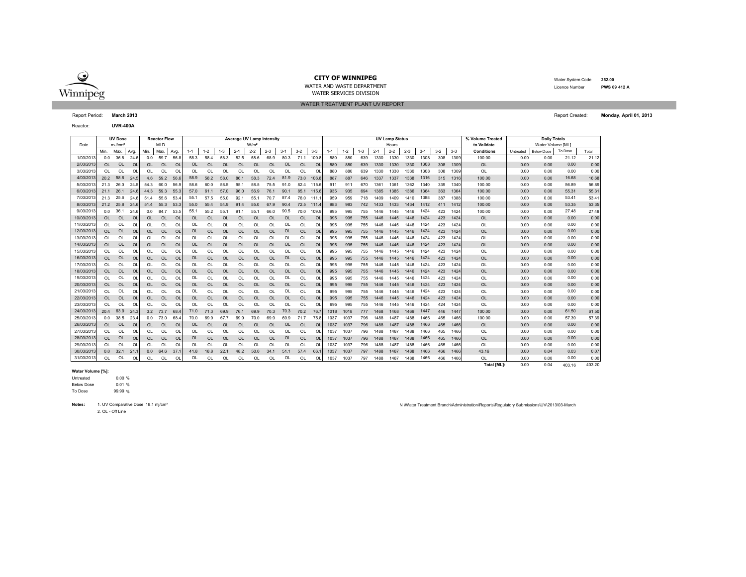# CITY OF WINNIPEG

WATER AND WASTE DEPARTMENT

WATER SERVICES DIVISION

Water System Code **252.00**

Licence Number **PWS 09 412 A**

WATER TREATMENT PLANT UV REPORT

Report Period: **March 2013**

Report Created: **Monday, April 01, 2013**

Reactor: **UVR-400A**

| Date | UV Dose mJ/cm² | | | Reactor Flow MLD | | | Average UV Lamp Intensity W/m² | | | | | | | | | UV Lamp Status Hours | | | | | | | | | % Volume Treated to Validate | Daily Totals Water Volume [ML] | | | |
|---|---|---|---|---|---|---|---|---|---|---|---|---|---|---|---|---|---|---|---|---|---|---|---|---|---|---|---|---|---|
| | Min. | Max. | Avg. | Min. | Max. | Avg. | 1-1 | 1-2 | 1-3 | 2-1 | 2-2 | 2-3 | 3-1 | 3-2 | 3-3 | 1-1 | 1-2 | 1-3 | 2-1 | 2-2 | 2-3 | 3-1 | 3-2 | 3-3 | Conditions | Untreated | Below Dose | To Dose | Total |
| 1/03/2013 | 0.0 | 36.8 | 24.6 | 0.0 | 59.7 | 56.8 | 58.3 | 58.4 | 58.3 | 82.5 | 58.6 | 68.9 | 80.3 | 71.1 | 100.8 | 880 | 880 | 639 | 1330 | 1330 | 1330 | 1308 | 308 | 1309 | 100.00 | 0.00 | 0.00 | 21.12 | 21.12 |
| 2/03/2013 | OL | OL | OL | OL | OL | OL | OL | OL | OL | OL | OL | OL | OL | OL | OL | 880 | 880 | 639 | 1330 | 1330 | 1330 | 1308 | 308 | 1309 | OL | 0.00 | 0.00 | 0.00 | 0.00 |
| 3/03/2013 | OL | OL | OL | OL | OL | OL | OL | OL | OL | OL | OL | OL | OL | OL | OL | 880 | 880 | 639 | 1330 | 1330 | 1330 | 1308 | 308 | 1309 | OL | 0.00 | 0.00 | 0.00 | 0.00 |
| 4/03/2013 | 20.2 | 58.8 | 24.5 | 4.6 | 59.2 | 56.6 | 58.9 | 58.2 | 58.0 | 86.1 | 58.3 | 72.4 | 81.9 | 73.0 | 106.8 | 887 | 887 | 646 | 1337 | 1337 | 1338 | 1316 | 315 | 1316 | 100.00 | 0.00 | 0.00 | 16.68 | 16.68 |
| 5/03/2013 | 21.3 | 26.0 | 24.5 | 54.3 | 60.0 | 56.9 | 58.6 | 60.0 | 58.5 | 95.1 | 58.5 | 75.5 | 91.0 | 82.4 | 115.6 | 911 | 911 | 670 | 1361 | 1361 | 1362 | 1340 | 339 | 1340 | 100.00 | 0.00 | 0.00 | 56.89 | 56.89 |
| 6/03/2013 | 21.1 | 26.1 | 24.6 | 44.3 | 59.3 | 55.3 | 57.0 | 61.1 | 57.0 | 96.0 | 56.9 | 76.1 | 90.1 | 85.1 | 115.6 | 935 | 935 | 694 | 1385 | 1385 | 1386 | 1364 | 363 | 1364 | 100.00 | 0.00 | 0.00 | 55.31 | 55.31 |
| 7/03/2013 | 21.3 | 25.6 | 24.6 | 51.4 | 55.6 | 53.4 | 55.1 | 57.5 | 55.0 | 92.1 | 55.1 | 70.7 | 87.4 | 76.0 | 111.1 | 959 | 959 | 718 | 1409 | 1409 | 1410 | 1388 | 387 | 1388 | 100.00 | 0.00 | 0.00 | 53.41 | 53.41 |
| 8/03/2013 | 21.2 | 25.8 | 24.6 | 51.4 | 55.3 | 53.3 | 55.0 | 55.4 | 54.9 | 91.4 | 55.0 | 67.9 | 90.4 | 72.5 | 111.4 | 983 | 983 | 742 | 1433 | 1433 | 1434 | 1412 | 411 | 1412 | 100.00 | 0.00 | 0.00 | 53.35 | 53.35 |
| 9/03/2013 | 0.0 | 36.1 | 24.6 | 0.0 | 84.7 | 53.5 | 55.1 | 55.2 | 55.1 | 91.1 | 55.1 | 66.0 | 90.5 | 70.0 | 109.9 | 995 | 995 | 755 | 1446 | 1445 | 1446 | 1424 | 423 | 1424 | 100.00 | 0.00 | 0.00 | 27.48 | 27.48 |
| 10/03/2013 | OL | OL | OL | OL | OL | OL | OL | OL | OL | OL | OL | OL | OL | OL | OL | 995 | 995 | 755 | 1446 | 1445 | 1446 | 1424 | 423 | 1424 | OL | 0.00 | 0.00 | 0.00 | 0.00 |
| 11/03/2013 | OL | OL | OL | OL | OL | OL | OL | OL | OL | OL | OL | OL | OL | OL | OL | 995 | 995 | 755 | 1446 | 1445 | 1446 | 1424 | 423 | 1424 | OL | 0.00 | 0.00 | 0.00 | 0.00 |
| 12/03/2013 | OL | OL | OL | OL | OL | OL | OL | OL | OL | OL | OL | OL | OL | OL | OL | 995 | 995 | 755 | 1446 | 1445 | 1446 | 1424 | 423 | 1424 | OL | 0.00 | 0.00 | 0.00 | 0.00 |
| 13/03/2013 | OL | OL | OL | OL | OL | OL | OL | OL | OL | OL | OL | OL | OL | OL | OL | 995 | 995 | 755 | 1446 | 1445 | 1446 | 1424 | 423 | 1424 | OL | 0.00 | 0.00 | 0.00 | 0.00 |
| 14/03/2013 | OL | OL | OL | OL | OL | OL | OL | OL | OL | OL | OL | OL | OL | OL | OL | 995 | 995 | 755 | 1446 | 1445 | 1446 | 1424 | 423 | 1424 | OL | 0.00 | 0.00 | 0.00 | 0.00 |
| 15/03/2013 | OL | OL | OL | OL | OL | OL | OL | OL | OL | OL | OL | OL | OL | OL | OL | 995 | 995 | 755 | 1446 | 1445 | 1446 | 1424 | 423 | 1424 | OL | 0.00 | 0.00 | 0.00 | 0.00 |
| 16/03/2013 | OL | OL | OL | OL | OL | OL | OL | OL | OL | OL | OL | OL | OL | OL | OL | 995 | 995 | 755 | 1446 | 1445 | 1446 | 1424 | 423 | 1424 | OL | 0.00 | 0.00 | 0.00 | 0.00 |
| 17/03/2013 | OL | OL | OL | OL | OL | OL | OL | OL | OL | OL | OL | OL | OL | OL | OL | 995 | 995 | 755 | 1446 | 1445 | 1446 | 1424 | 423 | 1424 | OL | 0.00 | 0.00 | 0.00 | 0.00 |
| 18/03/2013 | OL | OL | OL | OL | OL | OL | OL | OL | OL | OL | OL | OL | OL | OL | OL | 995 | 995 | 755 | 1446 | 1445 | 1446 | 1424 | 423 | 1424 | OL | 0.00 | 0.00 | 0.00 | 0.00 |
| 19/03/2013 | OL | OL | OL | OL | OL | OL | OL | OL | OL | OL | OL | OL | OL | OL | OL | 995 | 995 | 755 | 1446 | 1445 | 1446 | 1424 | 423 | 1424 | OL | 0.00 | 0.00 | 0.00 | 0.00 |
| 20/03/2013 | OL | OL | OL | OL | OL | OL | OL | OL | OL | OL | OL | OL | OL | OL | OL | 995 | 995 | 755 | 1446 | 1445 | 1446 | 1424 | 423 | 1424 | OL | 0.00 | 0.00 | 0.00 | 0.00 |
| 21/03/2013 | OL | OL | OL | OL | OL | OL | OL | OL | OL | OL | OL | OL | OL | OL | OL | 995 | 995 | 755 | 1446 | 1445 | 1446 | 1424 | 423 | 1424 | OL | 0.00 | 0.00 | 0.00 | 0.00 |
| 22/03/2013 | OL | OL | OL | OL | OL | OL | OL | OL | OL | OL | OL | OL | OL | OL | OL | 995 | 995 | 755 | 1446 | 1445 | 1446 | 1424 | 423 | 1424 | OL | 0.00 | 0.00 | 0.00 | 0.00 |
| 23/03/2013 | OL | OL | OL | OL | OL | OL | OL | OL | OL | OL | OL | OL | OL | OL | OL | 995 | 995 | 755 | 1446 | 1445 | 1446 | 1424 | 424 | 1424 | OL | 0.00 | 0.00 | 0.00 | 0.00 |
| 24/03/2013 | 20.4 | 63.9 | 24.3 | 3.2 | 73.7 | 68.4 | 71.0 | 71.3 | 69.9 | 76.1 | 69.9 | 70.3 | 70.3 | 70.2 | 76.7 | 1018 | 1018 | 777 | 1468 | 1468 | 1469 | 1447 | 446 | 1447 | 100.00 | 0.00 | 0.00 | 61.50 | 61.50 |
| 25/03/2013 | 0.0 | 38.5 | 23.4 | 0.0 | 73.0 | 68.4 | 70.0 | 69.9 | 67.7 | 69.9 | 70.0 | 69.9 | 69.9 | 71.7 | 75.8 | 1037 | 1037 | 796 | 1488 | 1487 | 1488 | 1466 | 465 | 1466 | 100.00 | 0.00 | 0.00 | 57.39 | 57.39 |
| 26/03/2013 | OL | OL | OL | OL | OL | OL | OL | OL | OL | OL | OL | OL | OL | OL | OL | 1037 | 1037 | 796 | 1488 | 1487 | 1488 | 1466 | 465 | 1466 | OL | 0.00 | 0.00 | 0.00 | 0.00 |
| 27/03/2013 | OL | OL | OL | OL | OL | OL | OL | OL | OL | OL | OL | OL | OL | OL | OL | 1037 | 1037 | 796 | 1488 | 1487 | 1488 | 1466 | 465 | 1466 | OL | 0.00 | 0.00 | 0.00 | 0.00 |
| 28/03/2013 | OL | OL | OL | OL | OL | OL | OL | OL | OL | OL | OL | OL | OL | OL | OL | 1037 | 1037 | 796 | 1488 | 1487 | 1488 | 1466 | 465 | 1466 | OL | 0.00 | 0.00 | 0.00 | 0.00 |
| 29/03/2013 | OL | OL | OL | OL | OL | OL | OL | OL | OL | OL | OL | OL | OL | OL | OL | 1037 | 1037 | 796 | 1488 | 1487 | 1488 | 1466 | 465 | 1466 | OL | 0.00 | 0.00 | 0.00 | 0.00 |
| 30/03/2013 | 0.0 | 32.1 | 21.1 | 0.0 | 64.6 | 37.1 | 41.8 | 18.8 | 22.1 | 48.2 | 50.0 | 34.1 | 51.1 | 57.4 | 66.1 | 1037 | 1037 | 797 | 1488 | 1487 | 1488 | 1466 | 466 | 1466 | 43.16 | 0.00 | 0.04 | 0.03 | 0.07 |
| 31/03/2013 | OL | OL | OL | OL | OL | OL | OL | OL | OL | OL | OL | OL | OL | OL | OL | 1037 | 1037 | 797 | 1488 | 1487 | 1488 | 1466 | 466 | 1466 | OL | 0.00 | 0.00 | 0.00 | 0.00 |
| | | | | | | | | | | | | | | | | | | | | | | | | | **Total [ML]:** | 0.00 | 0.04 | 403.16 | 403.20 |

**Water Volume [%]:**

| | |
|---|---|
| Untreated | 0.00 % |
| Below Dose | 0.01 % |
| To Dose | 99.99 % |

**Notes:** 1. UV Comparative Dose 18.1 mj/cm²

2. OL - Off Line

N:\Water Treatment Branch\Administration\Reports\Regulatory Submissions\UV\2013\03-March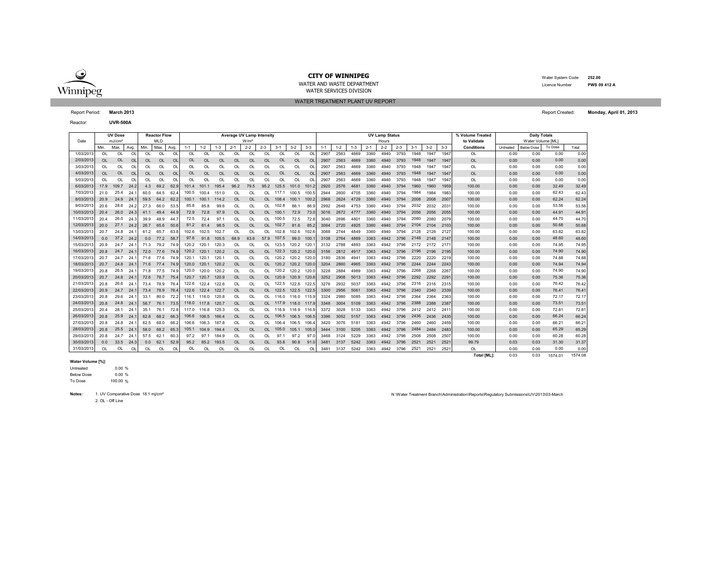**CITY OF WINNIPEG**

WATER AND WASTE DEPARTMENT

WATER SERVICES DIVISION

Water System Code **252.00**

Licence Number **PWS 09 412 A**

WATER TREATMENT PLANT UV REPORT

Report Period: **March 2013**

Report Created: **Monday, April 01, 2013**

Reactor: **UVR-500A**

| Date | UV Dose mJ/cm² | | | Reactor Flow MLD | | | Average UV Lamp Intensity W/m² | | | | | | | | | UV Lamp Status Hours | | | | | | | | | % Volume Treated to Validate | Daily Totals Water Volume [ML] | | | |
|---|---|---|---|---|---|---|---|---|---|---|---|---|---|---|---|---|---|---|---|---|---|---|---|---|---|---|---|---|---|
| | Min. | Max. | Avg. | Min. | Max. | Avg. | 1-1 | 1-2 | 1-3 | 2-1 | 2-2 | 2-3 | 3-1 | 3-2 | 3-3 | 1-1 | 1-2 | 1-3 | 2-1 | 2-2 | 2-3 | 3-1 | 3-2 | 3-3 | Conditions | Untreated | Below Dose | To Dose | Total |
| 1/03/2013 | OL | OL | OL | OL | OL | OL | OL | OL | OL | OL | OL | OL | OL | OL | OL | 2907 | 2563 | 4669 | 3360 | 4940 | 3793 | 1948 | 1947 | 1947 | OL | 0.00 | 0.00 | 0.00 | 0.00 |
| 2/03/2013 | OL | OL | OL | OL | OL | OL | OL | OL | OL | OL | OL | OL | OL | OL | OL | 2907 | 2563 | 4669 | 3360 | 4940 | 3793 | 1948 | 1947 | 1947 | OL | 0.00 | 0.00 | 0.00 | 0.00 |
| 3/03/2013 | OL | OL | OL | OL | OL | OL | OL | OL | OL | OL | OL | OL | OL | OL | OL | 2907 | 2563 | 4669 | 3360 | 4940 | 3793 | 1948 | 1947 | 1947 | OL | 0.00 | 0.00 | 0.00 | 0.00 |
| 4/03/2013 | OL | OL | OL | OL | OL | OL | OL | OL | OL | OL | OL | OL | OL | OL | OL | 2907 | 2563 | 4669 | 3360 | 4940 | 3793 | 1948 | 1947 | 1947 | OL | 0.00 | 0.00 | 0.00 | 0.00 |
| 5/03/2013 | OL | OL | OL | OL | OL | OL | OL | OL | OL | OL | OL | OL | OL | OL | OL | 2907 | 2563 | 4669 | 3360 | 4940 | 3793 | 1948 | 1947 | 1947 | OL | 0.00 | 0.00 | 0.00 | 0.00 |
| 6/03/2013 | 17.9 | 109.7 | 24.2 | 4.3 | 69.2 | 62.9 | 101.4 | 101.1 | 195.4 | 96.2 | 79.5 | 95.2 | 125.5 | 101.0 | 101.2 | 2920 | 2576 | 4681 | 3360 | 4940 | 3794 | 1960 | 1960 | 1959 | 100.00 | 0.00 | 0.00 | 32.49 | 32.49 |
| 7/03/2013 | 21.0 | 25.4 | 24.1 | 60.0 | 64.5 | 62.4 | 100.5 | 100.4 | 151.0 | OL | OL | OL | 117.1 | 100.5 | 100.5 | 2944 | 2600 | 4705 | 3360 | 4940 | 3794 | 1984 | 1984 | 1983 | 100.00 | 0.00 | 0.00 | 62.43 | 62.43 |
| 8/03/2013 | 20.9 | 24.9 | 24.1 | 59.5 | 64.2 | 62.2 | 100.1 | 100.1 | 114.2 | OL | OL | OL | 108.4 | 100.1 | 100.2 | 2968 | 2624 | 4729 | 3360 | 4940 | 3794 | 2008 | 2008 | 2007 | 100.00 | 0.00 | 0.00 | 62.24 | 62.24 |
| 9/03/2013 | 20.6 | 28.6 | 24.2 | 27.3 | 66.0 | 53.5 | 85.8 | 85.8 | 99.6 | OL | OL | OL | 102.8 | 86.1 | 86.9 | 2992 | 2648 | 4753 | 3360 | 4940 | 3794 | 2032 | 2032 | 2031 | 100.00 | 0.00 | 0.00 | 53.56 | 53.56 |
| 10/03/2013 | 20.4 | 26.0 | 24.3 | 41.1 | 49.4 | 44.9 | 72.9 | 72.8 | 97.9 | OL | OL | OL | 100.1 | 72.9 | 73.0 | 3016 | 2672 | 4777 | 3360 | 4940 | 3794 | 2056 | 2056 | 2055 | 100.00 | 0.00 | 0.00 | 44.91 | 44.91 |
| 11/03/2013 | 20.4 | 26.0 | 24.3 | 39.9 | 48.9 | 44.7 | 72.5 | 72.4 | 97.1 | OL | OL | OL | 100.5 | 72.5 | 72.8 | 3040 | 2696 | 4801 | 3360 | 4940 | 3794 | 2080 | 2080 | 2079 | 100.00 | 0.00 | 0.00 | 44.70 | 44.70 |
| 12/03/2013 | 20.0 | 27.1 | 24.2 | 26.7 | 65.6 | 50.6 | 81.2 | 81.4 | 98.5 | OL | OL | OL | 102.7 | 81.6 | 85.2 | 3064 | 2720 | 4825 | 3360 | 4940 | 3794 | 2104 | 2104 | 2103 | 100.00 | 0.00 | 0.00 | 50.68 | 50.68 |
| 13/03/2013 | 20.7 | 24.8 | 24.1 | 61.2 | 65.7 | 63.8 | 102.6 | 102.5 | 102.7 | OL | OL | OL | 102.8 | 102.6 | 102.6 | 3088 | 2744 | 4849 | 3360 | 4940 | 3794 | 2128 | 2128 | 2127 | 100.00 | 0.00 | 0.00 | 63.82 | 63.82 |
| 14/03/2013 | 0.0 | 37.2 | 24.2 | 0.0 | 77.2 | 58.7 | 97.6 | 91.8 | 105.5 | 68.9 | 63.6 | 57.9 | 107.5 | 99.0 | 100.1 | 3108 | 2764 | 4869 | 3363 | 4942 | 3796 | 2148 | 2148 | 2147 | 100.00 | 0.00 | 0.00 | 48.60 | 48.60 |
| 15/03/2013 | 20.9 | 24.7 | 24.1 | 71.3 | 79.2 | 74.9 | 120.2 | 120.1 | 120.3 | OL | OL | OL | 123.5 | 120.2 | 120.1 | 3132 | 2788 | 4893 | 3363 | 4942 | 3796 | 2172 | 2172 | 2171 | 100.00 | 0.00 | 0.00 | 74.95 | 74.95 |
| 16/03/2013 | 20.8 | 24.7 | 24.1 | 72.0 | 77.6 | 74.9 | 120.2 | 120.1 | 120.2 | OL | OL | OL | 122.3 | 120.2 | 120.0 | 3156 | 2812 | 4917 | 3363 | 4942 | 3796 | 2196 | 2196 | 2195 | 100.00 | 0.00 | 0.00 | 74.90 | 74.90 |
| 17/03/2013 | 20.7 | 24.7 | 24.1 | 71.6 | 77.6 | 74.9 | 120.1 | 120.1 | 120.1 | OL | OL | OL | 120.2 | 120.2 | 120.0 | 3180 | 2836 | 4941 | 3363 | 4942 | 3796 | 2220 | 2220 | 2219 | 100.00 | 0.00 | 0.00 | 74.88 | 74.88 |
| 18/03/2013 | 20.7 | 24.8 | 24.1 | 71.6 | 77.4 | 74.9 | 120.0 | 120.1 | 120.2 | OL | OL | OL | 120.2 | 120.2 | 120.0 | 3204 | 2860 | 4965 | 3363 | 4942 | 3796 | 2244 | 2244 | 2243 | 100.00 | 0.00 | 0.00 | 74.94 | 74.94 |
| 19/03/2013 | 20.8 | 26.5 | 24.1 | 71.8 | 77.5 | 74.9 | 120.0 | 120.0 | 120.2 | OL | OL | OL | 120.2 | 120.2 | 120.0 | 3228 | 2884 | 4989 | 3363 | 4942 | 3796 | 2268 | 2268 | 2267 | 100.00 | 0.00 | 0.00 | 74.90 | 74.90 |
| 20/03/2013 | 20.7 | 24.8 | 24.1 | 72.6 | 78.7 | 75.4 | 120.7 | 120.7 | 120.9 | OL | OL | OL | 120.9 | 120.9 | 120.8 | 3252 | 2908 | 5013 | 3363 | 4942 | 3796 | 2292 | 2292 | 2291 | 100.00 | 0.00 | 0.00 | 75.36 | 75.36 |
| 21/03/2013 | 20.8 | 26.6 | 24.1 | 73.4 | 78.9 | 76.4 | 122.6 | 122.4 | 122.6 | OL | OL | OL | 122.5 | 122.6 | 122.5 | 3276 | 2932 | 5037 | 3363 | 4942 | 3796 | 2316 | 2316 | 2315 | 100.00 | 0.00 | 0.00 | 76.42 | 76.42 |
| 22/03/2013 | 20.9 | 24.7 | 24.1 | 73.4 | 78.9 | 76.4 | 122.6 | 122.4 | 122.7 | OL | OL | OL | 122.5 | 122.5 | 122.5 | 3300 | 2956 | 5061 | 3363 | 4942 | 3796 | 2340 | 2340 | 2339 | 100.00 | 0.00 | 0.00 | 76.41 | 76.41 |
| 23/03/2013 | 20.8 | 29.6 | 24.1 | 33.1 | 80.0 | 72.2 | 116.1 | 116.0 | 120.8 | OL | OL | OL | 116.0 | 116.0 | 115.9 | 3324 | 2980 | 5085 | 3363 | 4942 | 3796 | 2364 | 2364 | 2363 | 100.00 | 0.00 | 0.00 | 72.17 | 72.17 |
| 24/03/2013 | 20.8 | 24.8 | 24.1 | 58.7 | 76.1 | 73.5 | 118.0 | 117.8 | 120.7 | OL | OL | OL | 117.9 | 118.0 | 117.9 | 3348 | 3004 | 5109 | 3363 | 4942 | 3796 | 2388 | 2388 | 2387 | 100.00 | 0.00 | 0.00 | 73.51 | 73.51 |
| 25/03/2013 | 20.4 | 28.1 | 24.1 | 35.1 | 76.1 | 72.8 | 117.0 | 116.8 | 125.3 | OL | OL | OL | 116.9 | 116.9 | 116.9 | 3372 | 3028 | 5133 | 3363 | 4942 | 3796 | 2412 | 2412 | 2411 | 100.00 | 0.00 | 0.00 | 72.81 | 72.81 |
| 26/03/2013 | 20.8 | 25.9 | 24.1 | 62.8 | 68.2 | 66.3 | 106.6 | 106.5 | 166.4 | OL | OL | OL | 106.5 | 106.5 | 106.5 | 3396 | 3052 | 5157 | 3363 | 4942 | 3796 | 2436 | 2436 | 2435 | 100.00 | 0.00 | 0.00 | 66.24 | 66.24 |
| 27/03/2013 | 20.8 | 24.8 | 24.1 | 62.5 | 68.0 | 66.2 | 106.6 | 106.3 | 187.8 | OL | OL | OL | 106.4 | 106.5 | 106.4 | 3420 | 3076 | 5181 | 3363 | 4942 | 3796 | 2460 | 2460 | 2459 | 100.00 | 0.00 | 0.00 | 66.21 | 66.21 |
| 28/03/2013 | 20.8 | 25.5 | 24.1 | 58.0 | 68.2 | 65.3 | 105.1 | 104.9 | 194.4 | OL | OL | OL | 105.0 | 105.1 | 105.0 | 3444 | 3100 | 5205 | 3363 | 4942 | 3796 | 2484 | 2484 | 2483 | 100.00 | 0.00 | 0.00 | 65.29 | 65.29 |
| 29/03/2013 | 20.8 | 24.7 | 24.1 | 57.5 | 62.1 | 60.3 | 97.2 | 97.1 | 184.9 | OL | OL | OL | 97.1 | 97.2 | 97.0 | 3468 | 3124 | 5229 | 3363 | 4942 | 3796 | 2508 | 2508 | 2507 | 100.00 | 0.00 | 0.00 | 60.28 | 60.28 |
| 30/03/2013 | 0.0 | 33.5 | 24.3 | 0.0 | 62.1 | 52.9 | 95.2 | 85.2 | 193.5 | OL | OL | OL | 93.8 | 90.8 | 91.0 | 3481 | 3137 | 5242 | 3363 | 4942 | 3796 | 2521 | 2521 | 2521 | 99.79 | 0.03 | 0.03 | 31.30 | 31.37 |
| 31/03/2013 | OL | OL | OL | OL | OL | OL | OL | OL | OL | OL | OL | OL | OL | OL | OL | 3481 | 3137 | 5242 | 3363 | 4942 | 3796 | 2521 | 2521 | 2521 | OL | 0.00 | 0.00 | 0.00 | 0.00 |
| | | | | | | | | | | | | | | | | | | | | | | | | | **Total [ML]:** | 0.03 | 0.03 | 1574.01 | 1574.08 |

**Water Volume [%]:**

| | |
|---|---|
| Untreated | 0.00 % |
| Below Dose | 0.00 % |
| To Dose | 100.00 % |

**Notes:** 1. UV Comparative Dose 18.1 mj/cm²

2. OL - Off Line

N:\Water Treatment Branch\Administration\Reports\Regulatory Submissions\UV\2013\03-March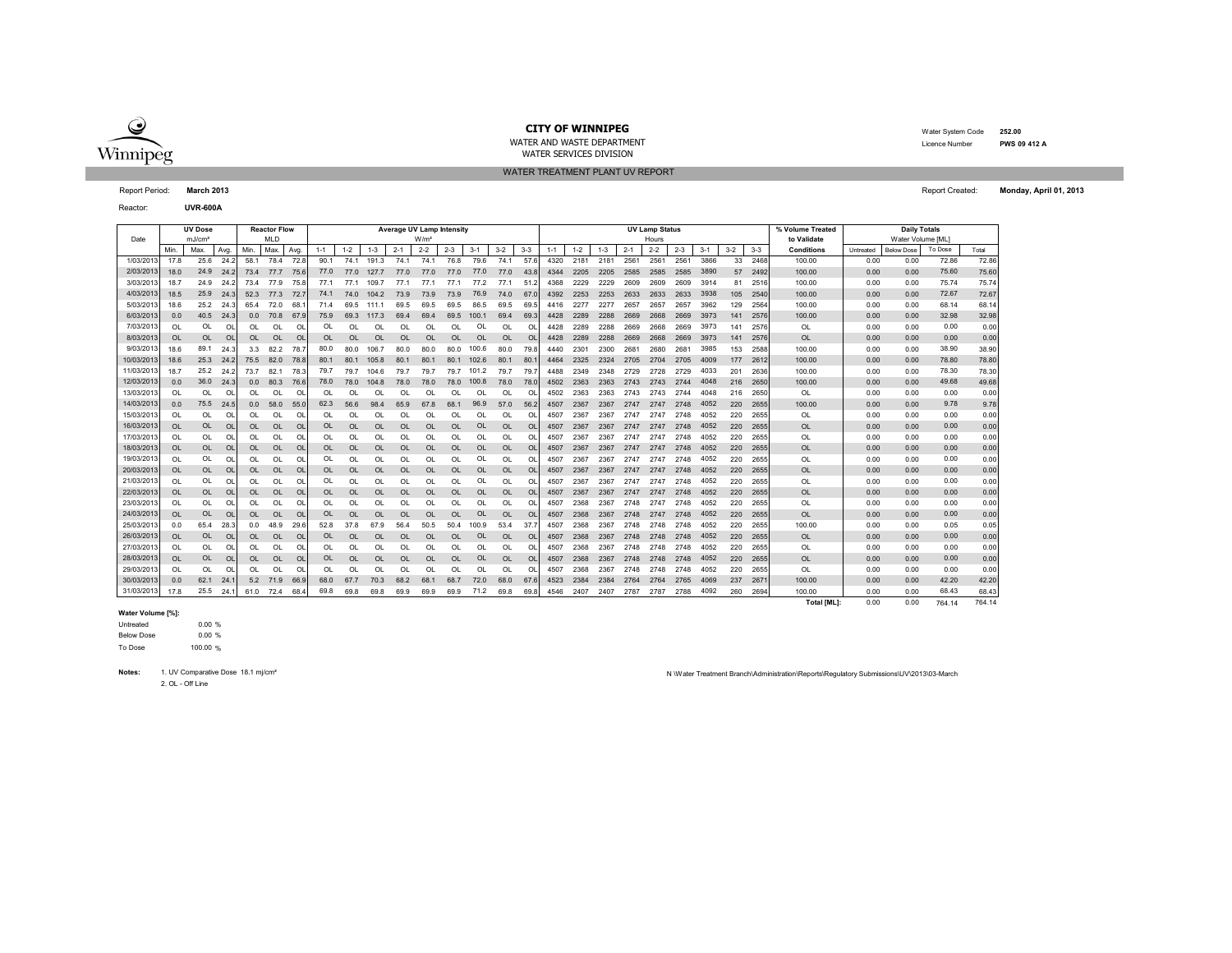**CITY OF WINNIPEG**

WATER AND WASTE DEPARTMENT

WATER SERVICES DIVISION

Water System Code **252.00**

Licence Number **PWS 09 412 A**

WATER TREATMENT PLANT UV REPORT

Report Period: **March 2013**

Report Created: **Monday, April 01, 2013**

Reactor: **UVR-600A**

| Date | UV Dose mJ/cm² | | | Reactor Flow MLD | | | Average UV Lamp Intensity W/m² | | | | | | | | | UV Lamp Status Hours | | | | | | | | | % Volume Treated to Validate | Daily Totals Water Volume [ML] | | | |
|---|---|---|---|---|---|---|---|---|---|---|---|---|---|---|---|---|---|---|---|---|---|---|---|---|---|---|---|---|---|
| | Min. | Max. | Avg. | Min. | Max. | Avg. | 1-1 | 1-2 | 1-3 | 2-1 | 2-2 | 2-3 | 3-1 | 3-2 | 3-3 | 1-1 | 1-2 | 1-3 | 2-1 | 2-2 | 2-3 | 3-1 | 3-2 | 3-3 | Conditions | Untreated | Below Dose | To Dose | Total |
| 1/03/2013 | 17.8 | 25.6 | 24.2 | 58.1 | 78.4 | 72.8 | 90.1 | 74.1 | 191.3 | 74.1 | 74.1 | 76.8 | 79.6 | 74.1 | 57.6 | 4320 | 2181 | 2181 | 2561 | 2561 | 2561 | 3866 | 33 | 2468 | 100.00 | 0.00 | 0.00 | 72.86 | 72.86 |
| 2/03/2013 | 18.0 | 24.9 | 24.2 | 73.4 | 77.7 | 75.6 | 77.0 | 77.0 | 127.7 | 77.0 | 77.0 | 77.0 | 77.0 | 77.0 | 43.8 | 4344 | 2205 | 2205 | 2585 | 2585 | 2585 | 3890 | 57 | 2492 | 100.00 | 0.00 | 0.00 | 75.60 | 75.60 |
| 3/03/2013 | 18.7 | 24.9 | 24.2 | 73.4 | 77.9 | 75.8 | 77.1 | 77.1 | 109.7 | 77.1 | 77.1 | 77.1 | 77.2 | 77.1 | 51.2 | 4368 | 2229 | 2229 | 2609 | 2609 | 2609 | 3914 | 81 | 2516 | 100.00 | 0.00 | 0.00 | 75.74 | 75.74 |
| 4/03/2013 | 18.5 | 25.9 | 24.3 | 52.3 | 77.3 | 72.7 | 74.1 | 74.0 | 104.2 | 73.9 | 73.9 | 73.9 | 76.9 | 74.0 | 67.0 | 4392 | 2253 | 2253 | 2633 | 2633 | 2633 | 3938 | 105 | 2540 | 100.00 | 0.00 | 0.00 | 72.67 | 72.67 |
| 5/03/2013 | 18.6 | 25.2 | 24.3 | 65.4 | 72.0 | 68.1 | 71.4 | 69.5 | 111.1 | 69.5 | 69.5 | 69.5 | 86.5 | 69.5 | 69.5 | 4416 | 2277 | 2277 | 2657 | 2657 | 2657 | 3962 | 129 | 2564 | 100.00 | 0.00 | 0.00 | 68.14 | 68.14 |
| 6/03/2013 | 0.0 | 40.5 | 24.3 | 0.0 | 70.8 | 67.9 | 75.9 | 69.3 | 117.3 | 69.4 | 69.4 | 69.5 | 100.1 | 69.4 | 69.3 | 4428 | 2289 | 2288 | 2669 | 2668 | 2669 | 3973 | 141 | 2576 | 100.00 | 0.00 | 0.00 | 32.98 | 32.98 |
| 7/03/2013 | OL | OL | OL | OL | OL | OL | OL | OL | OL | OL | OL | OL | OL | OL | OL | 4428 | 2289 | 2288 | 2669 | 2668 | 2669 | 3973 | 141 | 2576 | OL | 0.00 | 0.00 | 0.00 | 0.00 |
| 8/03/2013 | OL | OL | OL | OL | OL | OL | OL | OL | OL | OL | OL | OL | OL | OL | OL | 4428 | 2289 | 2288 | 2669 | 2668 | 2669 | 3973 | 141 | 2576 | OL | 0.00 | 0.00 | 0.00 | 0.00 |
| 9/03/2013 | 18.6 | 89.1 | 24.3 | 3.3 | 82.2 | 78.7 | 80.0 | 80.0 | 106.7 | 80.0 | 80.0 | 80.0 | 100.6 | 80.0 | 79.8 | 4440 | 2301 | 2300 | 2681 | 2680 | 2681 | 3985 | 153 | 2588 | 100.00 | 0.00 | 0.00 | 38.90 | 38.90 |
| 10/03/2013 | 18.6 | 25.3 | 24.2 | 75.5 | 82.0 | 78.8 | 80.1 | 80.1 | 105.8 | 80.1 | 80.1 | 80.1 | 102.6 | 80.1 | 80.1 | 4464 | 2325 | 2324 | 2705 | 2704 | 2705 | 4009 | 177 | 2612 | 100.00 | 0.00 | 0.00 | 78.80 | 78.80 |
| 11/03/2013 | 18.7 | 25.2 | 24.2 | 73.7 | 82.1 | 78.3 | 79.7 | 79.7 | 104.6 | 79.7 | 79.7 | 79.7 | 101.2 | 79.7 | 79.7 | 4488 | 2349 | 2348 | 2729 | 2728 | 2729 | 4033 | 201 | 2636 | 100.00 | 0.00 | 0.00 | 78.30 | 78.30 |
| 12/03/2013 | 0.0 | 36.0 | 24.3 | 0.0 | 80.3 | 76.6 | 78.0 | 78.0 | 104.8 | 78.0 | 78.0 | 78.0 | 100.8 | 78.0 | 78.0 | 4502 | 2363 | 2363 | 2743 | 2743 | 2744 | 4048 | 216 | 2650 | 100.00 | 0.00 | 0.00 | 49.68 | 49.68 |
| 13/03/2013 | OL | OL | OL | OL | OL | OL | OL | OL | OL | OL | OL | OL | OL | OL | OL | 4502 | 2363 | 2363 | 2743 | 2743 | 2744 | 4048 | 216 | 2650 | OL | 0.00 | 0.00 | 0.00 | 0.00 |
| 14/03/2013 | 0.0 | 75.5 | 24.5 | 0.0 | 58.0 | 55.0 | 62.3 | 56.6 | 98.4 | 65.9 | 67.8 | 68.1 | 96.9 | 57.0 | 56.2 | 4507 | 2367 | 2367 | 2747 | 2747 | 2748 | 4052 | 220 | 2655 | 100.00 | 0.00 | 0.00 | 9.78 | 9.78 |
| 15/03/2013 | OL | OL | OL | OL | OL | OL | OL | OL | OL | OL | OL | OL | OL | OL | OL | 4507 | 2367 | 2367 | 2747 | 2747 | 2748 | 4052 | 220 | 2655 | OL | 0.00 | 0.00 | 0.00 | 0.00 |
| 16/03/2013 | OL | OL | OL | OL | OL | OL | OL | OL | OL | OL | OL | OL | OL | OL | OL | 4507 | 2367 | 2367 | 2747 | 2747 | 2748 | 4052 | 220 | 2655 | OL | 0.00 | 0.00 | 0.00 | 0.00 |
| 17/03/2013 | OL | OL | OL | OL | OL | OL | OL | OL | OL | OL | OL | OL | OL | OL | OL | 4507 | 2367 | 2367 | 2747 | 2747 | 2748 | 4052 | 220 | 2655 | OL | 0.00 | 0.00 | 0.00 | 0.00 |
| 18/03/2013 | OL | OL | OL | OL | OL | OL | OL | OL | OL | OL | OL | OL | OL | OL | OL | 4507 | 2367 | 2367 | 2747 | 2747 | 2748 | 4052 | 220 | 2655 | OL | 0.00 | 0.00 | 0.00 | 0.00 |
| 19/03/2013 | OL | OL | OL | OL | OL | OL | OL | OL | OL | OL | OL | OL | OL | OL | OL | 4507 | 2367 | 2367 | 2747 | 2747 | 2748 | 4052 | 220 | 2655 | OL | 0.00 | 0.00 | 0.00 | 0.00 |
| 20/03/2013 | OL | OL | OL | OL | OL | OL | OL | OL | OL | OL | OL | OL | OL | OL | OL | 4507 | 2367 | 2367 | 2747 | 2747 | 2748 | 4052 | 220 | 2655 | OL | 0.00 | 0.00 | 0.00 | 0.00 |
| 21/03/2013 | OL | OL | OL | OL | OL | OL | OL | OL | OL | OL | OL | OL | OL | OL | OL | 4507 | 2367 | 2367 | 2747 | 2747 | 2748 | 4052 | 220 | 2655 | OL | 0.00 | 0.00 | 0.00 | 0.00 |
| 22/03/2013 | OL | OL | OL | OL | OL | OL | OL | OL | OL | OL | OL | OL | OL | OL | OL | 4507 | 2367 | 2367 | 2747 | 2747 | 2748 | 4052 | 220 | 2655 | OL | 0.00 | 0.00 | 0.00 | 0.00 |
| 23/03/2013 | OL | OL | OL | OL | OL | OL | OL | OL | OL | OL | OL | OL | OL | OL | OL | 4507 | 2368 | 2367 | 2748 | 2747 | 2748 | 4052 | 220 | 2655 | OL | 0.00 | 0.00 | 0.00 | 0.00 |
| 24/03/2013 | OL | OL | OL | OL | OL | OL | OL | OL | OL | OL | OL | OL | OL | OL | OL | 4507 | 2368 | 2367 | 2748 | 2747 | 2748 | 4052 | 220 | 2655 | OL | 0.00 | 0.00 | 0.00 | 0.00 |
| 25/03/2013 | 0.0 | 65.4 | 28.3 | 0.0 | 48.9 | 29.6 | 52.8 | 37.8 | 67.9 | 56.4 | 50.5 | 50.4 | 100.9 | 53.4 | 37.7 | 4507 | 2368 | 2367 | 2748 | 2748 | 2748 | 4052 | 220 | 2655 | 100.00 | 0.00 | 0.00 | 0.05 | 0.05 |
| 26/03/2013 | OL | OL | OL | OL | OL | OL | OL | OL | OL | OL | OL | OL | OL | OL | OL | 4507 | 2368 | 2367 | 2748 | 2748 | 2748 | 4052 | 220 | 2655 | OL | 0.00 | 0.00 | 0.00 | 0.00 |
| 27/03/2013 | OL | OL | OL | OL | OL | OL | OL | OL | OL | OL | OL | OL | OL | OL | OL | 4507 | 2368 | 2367 | 2748 | 2748 | 2748 | 4052 | 220 | 2655 | OL | 0.00 | 0.00 | 0.00 | 0.00 |
| 28/03/2013 | OL | OL | OL | OL | OL | OL | OL | OL | OL | OL | OL | OL | OL | OL | OL | 4507 | 2368 | 2367 | 2748 | 2748 | 2748 | 4052 | 220 | 2655 | OL | 0.00 | 0.00 | 0.00 | 0.00 |
| 29/03/2013 | OL | OL | OL | OL | OL | OL | OL | OL | OL | OL | OL | OL | OL | OL | OL | 4507 | 2368 | 2367 | 2748 | 2748 | 2748 | 4052 | 220 | 2655 | OL | 0.00 | 0.00 | 0.00 | 0.00 |
| 30/03/2013 | 0.0 | 62.1 | 24.1 | 5.2 | 71.9 | 66.9 | 68.0 | 67.7 | 70.3 | 68.2 | 68.1 | 68.7 | 72.0 | 68.0 | 67.6 | 4523 | 2384 | 2384 | 2764 | 2764 | 2765 | 4069 | 237 | 2671 | 100.00 | 0.00 | 0.00 | 42.20 | 42.20 |
| 31/03/2013 | 17.8 | 25.5 | 24.1 | 61.0 | 72.4 | 68.4 | 69.8 | 69.8 | 69.8 | 69.9 | 69.9 | 69.9 | 71.2 | 69.8 | 69.8 | 4546 | 2407 | 2407 | 2787 | 2787 | 2788 | 4092 | 260 | 2694 | 100.00 | 0.00 | 0.00 | 68.43 | 68.43 |
| | | | | | | | | | | | | | | | | | | | | | | | | | **Total [ML]:** | 0.00 | 0.00 | 764.14 | 764.14 |

**Water Volume [%]:**

Untreated 0.00 %

Below Dose 0.00 %

To Dose 100.00 %

**Notes:** 1. UV Comparative Dose 18.1 mj/cm²

2. OL - Off Line

N:\Water Treatment Branch\Administration\Reports\Regulatory Submissions\UV\2013\03-March